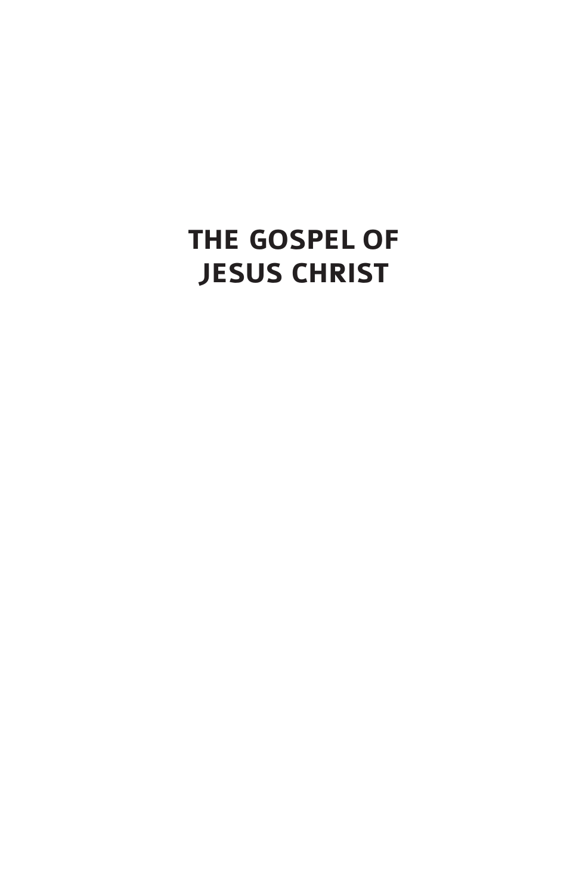# THE GOSPEL OF JESUS CHRIST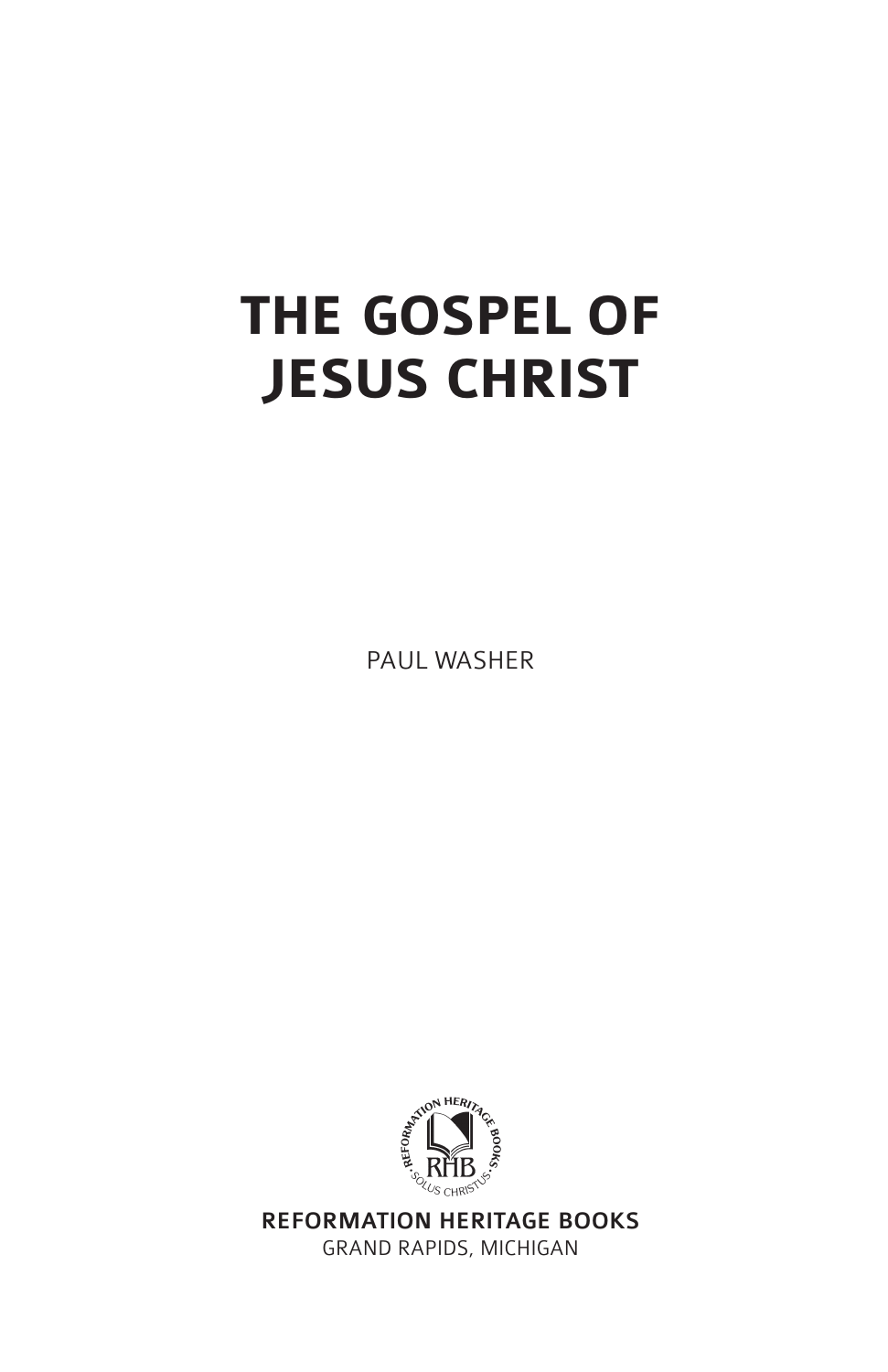# THE GOSPEL OF JESUS CHRIST

PAUL WASHER

**REFORMATION HERITAGE BOOKS**
GRAND RAPIDS, MICHIGAN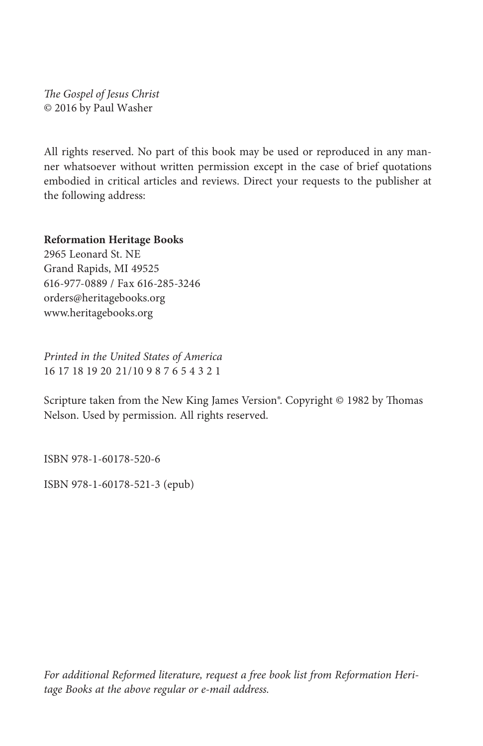*The Gospel of Jesus Christ*
© 2016 by Paul Washer

All rights reserved. No part of this book may be used or reproduced in any manner whatsoever without written permission except in the case of brief quotations embodied in critical articles and reviews. Direct your requests to the publisher at the following address:

**Reformation Heritage Books**
2965 Leonard St. NE
Grand Rapids, MI 49525
616-977-0889 / Fax 616-285-3246
orders@heritagebooks.org
www.heritagebooks.org

*Printed in the United States of America*
16 17 18 19 20 21/10 9 8 7 6 5 4 3 2 1

Scripture taken from the New King James Version®. Copyright © 1982 by Thomas Nelson. Used by permission. All rights reserved.

ISBN 978-1-60178-520-6

ISBN 978-1-60178-521-3 (epub)

*For additional Reformed literature, request a free book list from Reformation Heritage Books at the above regular or e-mail address.*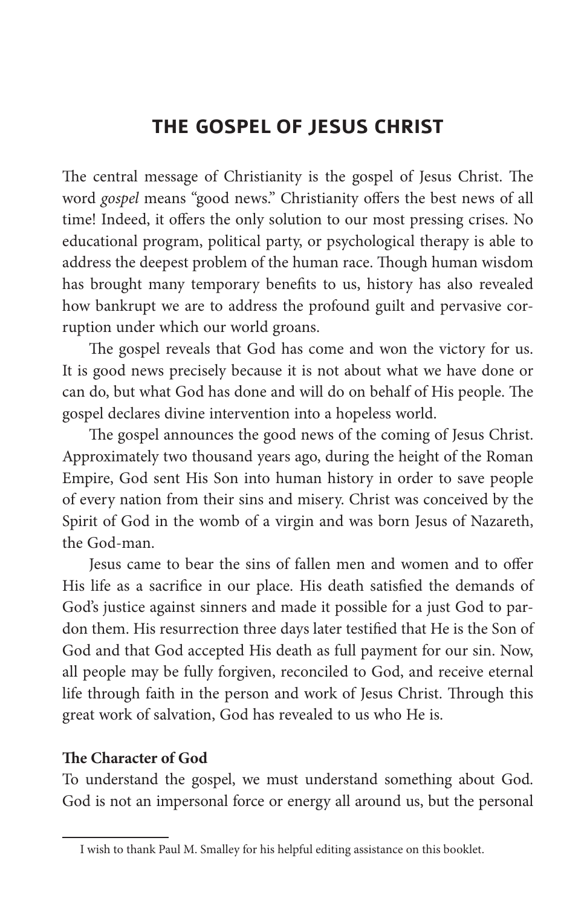# THE GOSPEL OF JESUS CHRIST

The central message of Christianity is the gospel of Jesus Christ. The word *gospel* means "good news." Christianity offers the best news of all time! Indeed, it offers the only solution to our most pressing crises. No educational program, political party, or psychological therapy is able to address the deepest problem of the human race. Though human wisdom has brought many temporary benefits to us, history has also revealed how bankrupt we are to address the profound guilt and pervasive corruption under which our world groans.

The gospel reveals that God has come and won the victory for us. It is good news precisely because it is not about what we have done or can do, but what God has done and will do on behalf of His people. The gospel declares divine intervention into a hopeless world.

The gospel announces the good news of the coming of Jesus Christ. Approximately two thousand years ago, during the height of the Roman Empire, God sent His Son into human history in order to save people of every nation from their sins and misery. Christ was conceived by the Spirit of God in the womb of a virgin and was born Jesus of Nazareth, the God-man.

Jesus came to bear the sins of fallen men and women and to offer His life as a sacrifice in our place. His death satisfied the demands of God's justice against sinners and made it possible for a just God to pardon them. His resurrection three days later testified that He is the Son of God and that God accepted His death as full payment for our sin. Now, all people may be fully forgiven, reconciled to God, and receive eternal life through faith in the person and work of Jesus Christ. Through this great work of salvation, God has revealed to us who He is.

**The Character of God**

To understand the gospel, we must understand something about God. God is not an impersonal force or energy all around us, but the personal

---

I wish to thank Paul M. Smalley for his helpful editing assistance on this booklet.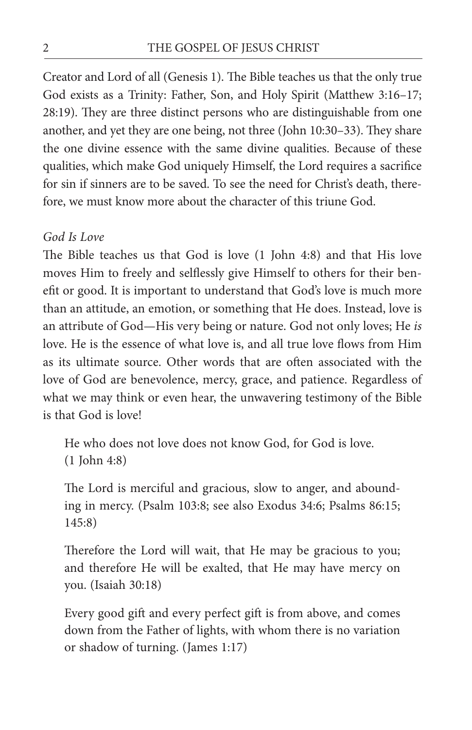Creator and Lord of all (Genesis 1). The Bible teaches us that the only true God exists as a Trinity: Father, Son, and Holy Spirit (Matthew 3:16–17; 28:19). They are three distinct persons who are distinguishable from one another, and yet they are one being, not three (John 10:30–33). They share the one divine essence with the same divine qualities. Because of these qualities, which make God uniquely Himself, the Lord requires a sacrifice for sin if sinners are to be saved. To see the need for Christ's death, therefore, we must know more about the character of this triune God.

*God Is Love*

The Bible teaches us that God is love (1 John 4:8) and that His love moves Him to freely and selflessly give Himself to others for their benefit or good. It is important to understand that God's love is much more than an attitude, an emotion, or something that He does. Instead, love is an attribute of God—His very being or nature. God not only loves; He *is* love. He is the essence of what love is, and all true love flows from Him as its ultimate source. Other words that are often associated with the love of God are benevolence, mercy, grace, and patience. Regardless of what we may think or even hear, the unwavering testimony of the Bible is that God is love!

> He who does not love does not know God, for God is love. (1 John 4:8)

> The Lord is merciful and gracious, slow to anger, and abounding in mercy. (Psalm 103:8; see also Exodus 34:6; Psalms 86:15; 145:8)

> Therefore the Lord will wait, that He may be gracious to you; and therefore He will be exalted, that He may have mercy on you. (Isaiah 30:18)

> Every good gift and every perfect gift is from above, and comes down from the Father of lights, with whom there is no variation or shadow of turning. (James 1:17)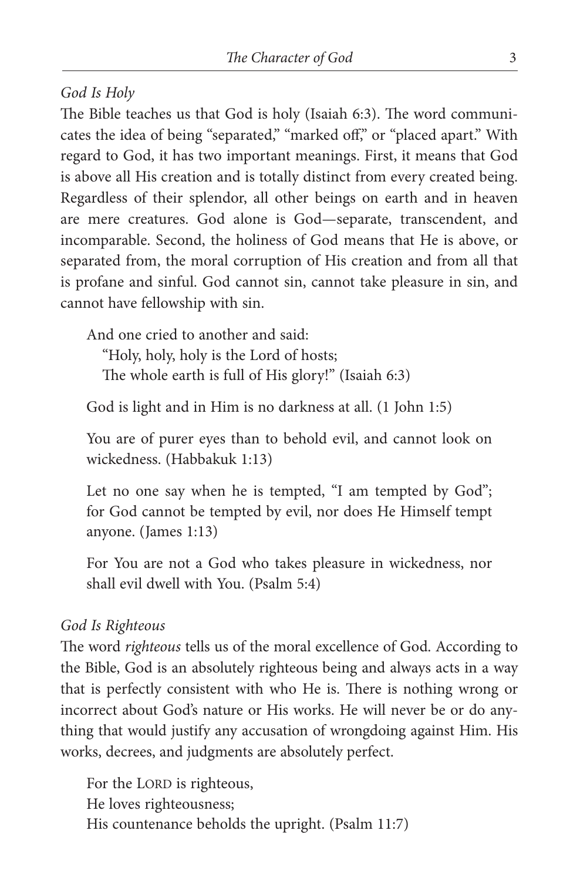*God Is Holy*

The Bible teaches us that God is holy (Isaiah 6:3). The word communicates the idea of being "separated," "marked off," or "placed apart." With regard to God, it has two important meanings. First, it means that God is above all His creation and is totally distinct from every created being. Regardless of their splendor, all other beings on earth and in heaven are mere creatures. God alone is God—separate, transcendent, and incomparable. Second, the holiness of God means that He is above, or separated from, the moral corruption of His creation and from all that is profane and sinful. God cannot sin, cannot take pleasure in sin, and cannot have fellowship with sin.

> And one cried to another and said:
> "Holy, holy, holy is the Lord of hosts;
> The whole earth is full of His glory!" (Isaiah 6:3)

> God is light and in Him is no darkness at all. (1 John 1:5)

> You are of purer eyes than to behold evil, and cannot look on wickedness. (Habbakuk 1:13)

> Let no one say when he is tempted, "I am tempted by God"; for God cannot be tempted by evil, nor does He Himself tempt anyone. (James 1:13)

> For You are not a God who takes pleasure in wickedness, nor shall evil dwell with You. (Psalm 5:4)

*God Is Righteous*

The word *righteous* tells us of the moral excellence of God. According to the Bible, God is an absolutely righteous being and always acts in a way that is perfectly consistent with who He is. There is nothing wrong or incorrect about God's nature or His works. He will never be or do anything that would justify any accusation of wrongdoing against Him. His works, decrees, and judgments are absolutely perfect.

> For the LORD is righteous,
> He loves righteousness;
> His countenance beholds the upright. (Psalm 11:7)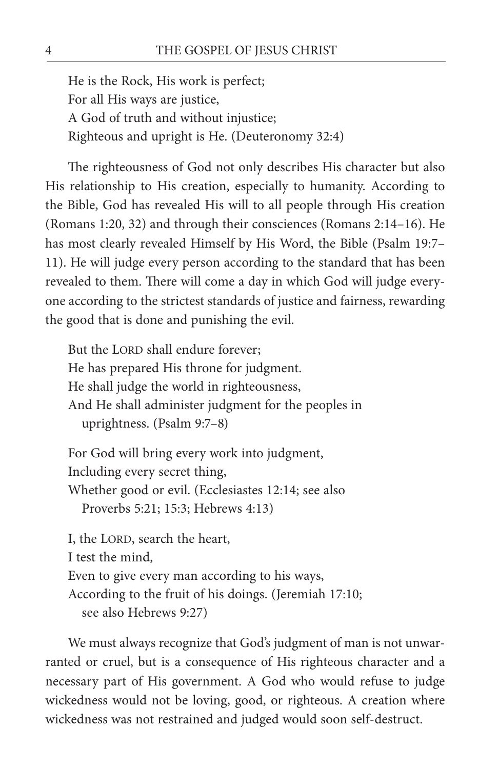> He is the Rock, His work is perfect;
> For all His ways are justice,
> A God of truth and without injustice;
> Righteous and upright is He. (Deuteronomy 32:4)

The righteousness of God not only describes His character but also His relationship to His creation, especially to humanity. According to the Bible, God has revealed His will to all people through His creation (Romans 1:20, 32) and through their consciences (Romans 2:14–16). He has most clearly revealed Himself by His Word, the Bible (Psalm 19:7–11). He will judge every person according to the standard that has been revealed to them. There will come a day in which God will judge everyone according to the strictest standards of justice and fairness, rewarding the good that is done and punishing the evil.

> But the LORD shall endure forever;
> He has prepared His throne for judgment.
> He shall judge the world in righteousness,
> And He shall administer judgment for the peoples in uprightness. (Psalm 9:7–8)

> For God will bring every work into judgment,
> Including every secret thing,
> Whether good or evil. (Ecclesiastes 12:14; see also Proverbs 5:21; 15:3; Hebrews 4:13)

> I, the LORD, search the heart,
> I test the mind,
> Even to give every man according to his ways,
> According to the fruit of his doings. (Jeremiah 17:10; see also Hebrews 9:27)

We must always recognize that God's judgment of man is not unwarranted or cruel, but is a consequence of His righteous character and a necessary part of His government. A God who would refuse to judge wickedness would not be loving, good, or righteous. A creation where wickedness was not restrained and judged would soon self-destruct.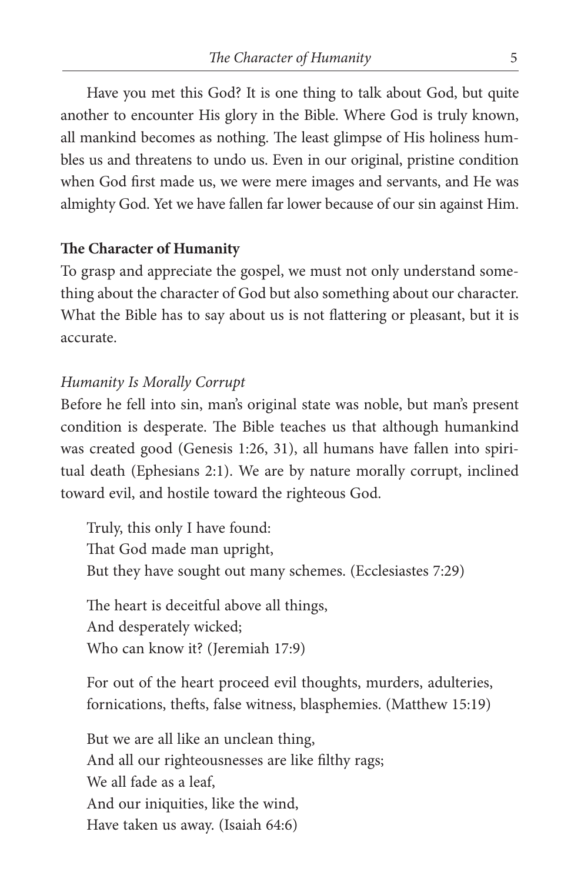Have you met this God? It is one thing to talk about God, but quite another to encounter His glory in the Bible. Where God is truly known, all mankind becomes as nothing. The least glimpse of His holiness humbles us and threatens to undo us. Even in our original, pristine condition when God first made us, we were mere images and servants, and He was almighty God. Yet we have fallen far lower because of our sin against Him.

## The Character of Humanity

To grasp and appreciate the gospel, we must not only understand something about the character of God but also something about our character. What the Bible has to say about us is not flattering or pleasant, but it is accurate.

### *Humanity Is Morally Corrupt*

Before he fell into sin, man's original state was noble, but man's present condition is desperate. The Bible teaches us that although humankind was created good (Genesis 1:26, 31), all humans have fallen into spiritual death (Ephesians 2:1). We are by nature morally corrupt, inclined toward evil, and hostile toward the righteous God.

> Truly, this only I have found:
> That God made man upright,
> But they have sought out many schemes. (Ecclesiastes 7:29)

> The heart is deceitful above all things,
> And desperately wicked;
> Who can know it? (Jeremiah 17:9)

> For out of the heart proceed evil thoughts, murders, adulteries, fornications, thefts, false witness, blasphemies. (Matthew 15:19)

> But we are all like an unclean thing,
> And all our righteousnesses are like filthy rags;
> We all fade as a leaf,
> And our iniquities, like the wind,
> Have taken us away. (Isaiah 64:6)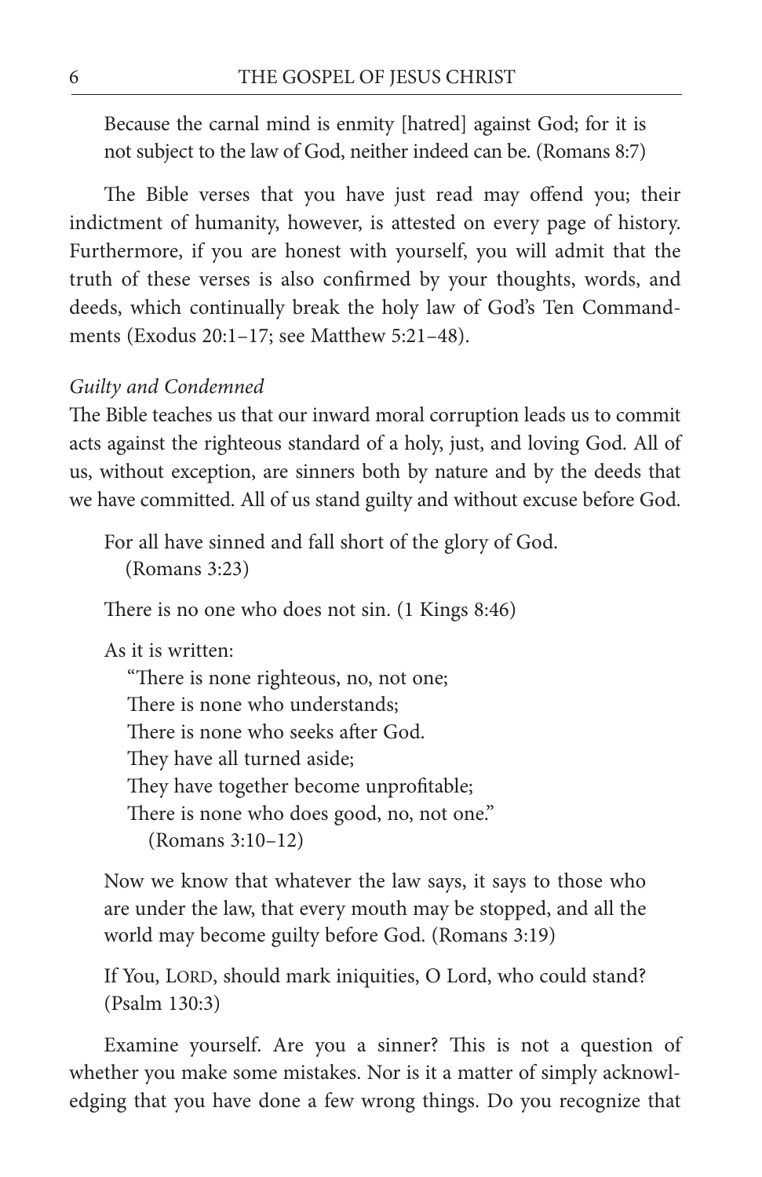> Because the carnal mind is enmity [hatred] against God; for it is not subject to the law of God, neither indeed can be. (Romans 8:7)

The Bible verses that you have just read may offend you; their indictment of humanity, however, is attested on every page of history. Furthermore, if you are honest with yourself, you will admit that the truth of these verses is also confirmed by your thoughts, words, and deeds, which continually break the holy law of God's Ten Commandments (Exodus 20:1–17; see Matthew 5:21–48).

*Guilty and Condemned*

The Bible teaches us that our inward moral corruption leads us to commit acts against the righteous standard of a holy, just, and loving God. All of us, without exception, are sinners both by nature and by the deeds that we have committed. All of us stand guilty and without excuse before God.

> For all have sinned and fall short of the glory of God. (Romans 3:23)

> There is no one who does not sin. (1 Kings 8:46)

> As it is written:
> "There is none righteous, no, not one;
> There is none who understands;
> There is none who seeks after God.
> They have all turned aside;
> They have together become unprofitable;
> There is none who does good, no, not one."
> (Romans 3:10–12)

> Now we know that whatever the law says, it says to those who are under the law, that every mouth may be stopped, and all the world may become guilty before God. (Romans 3:19)

> If You, LORD, should mark iniquities, O Lord, who could stand? (Psalm 130:3)

Examine yourself. Are you a sinner? This is not a question of whether you make some mistakes. Nor is it a matter of simply acknowledging that you have done a few wrong things. Do you recognize that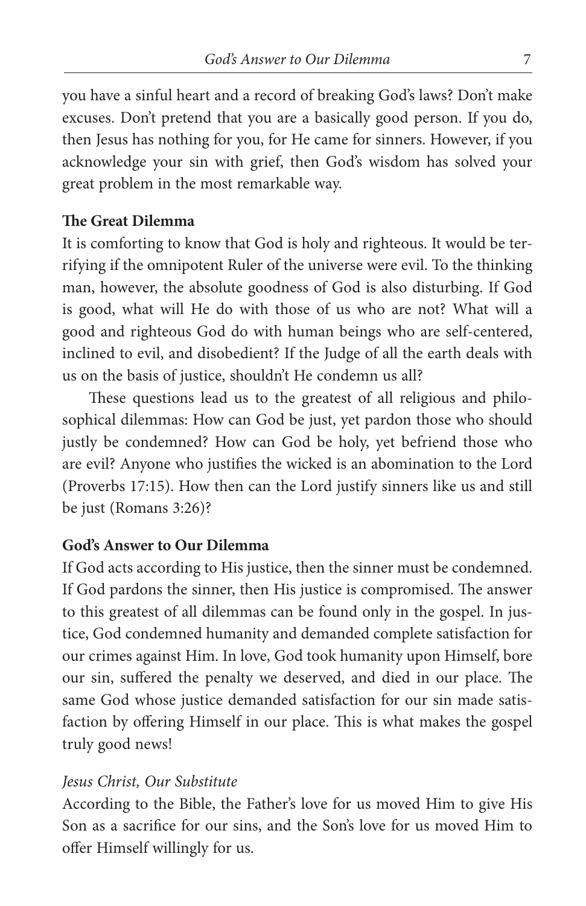you have a sinful heart and a record of breaking God's laws? Don't make excuses. Don't pretend that you are a basically good person. If you do, then Jesus has nothing for you, for He came for sinners. However, if you acknowledge your sin with grief, then God's wisdom has solved your great problem in the most remarkable way.

**The Great Dilemma**

It is comforting to know that God is holy and righteous. It would be terrifying if the omnipotent Ruler of the universe were evil. To the thinking man, however, the absolute goodness of God is also disturbing. If God is good, what will He do with those of us who are not? What will a good and righteous God do with human beings who are self-centered, inclined to evil, and disobedient? If the Judge of all the earth deals with us on the basis of justice, shouldn't He condemn us all?

These questions lead us to the greatest of all religious and philosophical dilemmas: How can God be just, yet pardon those who should justly be condemned? How can God be holy, yet befriend those who are evil? Anyone who justifies the wicked is an abomination to the Lord (Proverbs 17:15). How then can the Lord justify sinners like us and still be just (Romans 3:26)?

**God's Answer to Our Dilemma**

If God acts according to His justice, then the sinner must be condemned. If God pardons the sinner, then His justice is compromised. The answer to this greatest of all dilemmas can be found only in the gospel. In justice, God condemned humanity and demanded complete satisfaction for our crimes against Him. In love, God took humanity upon Himself, bore our sin, suffered the penalty we deserved, and died in our place. The same God whose justice demanded satisfaction for our sin made satisfaction by offering Himself in our place. This is what makes the gospel truly good news!

*Jesus Christ, Our Substitute*

According to the Bible, the Father's love for us moved Him to give His Son as a sacrifice for our sins, and the Son's love for us moved Him to offer Himself willingly for us.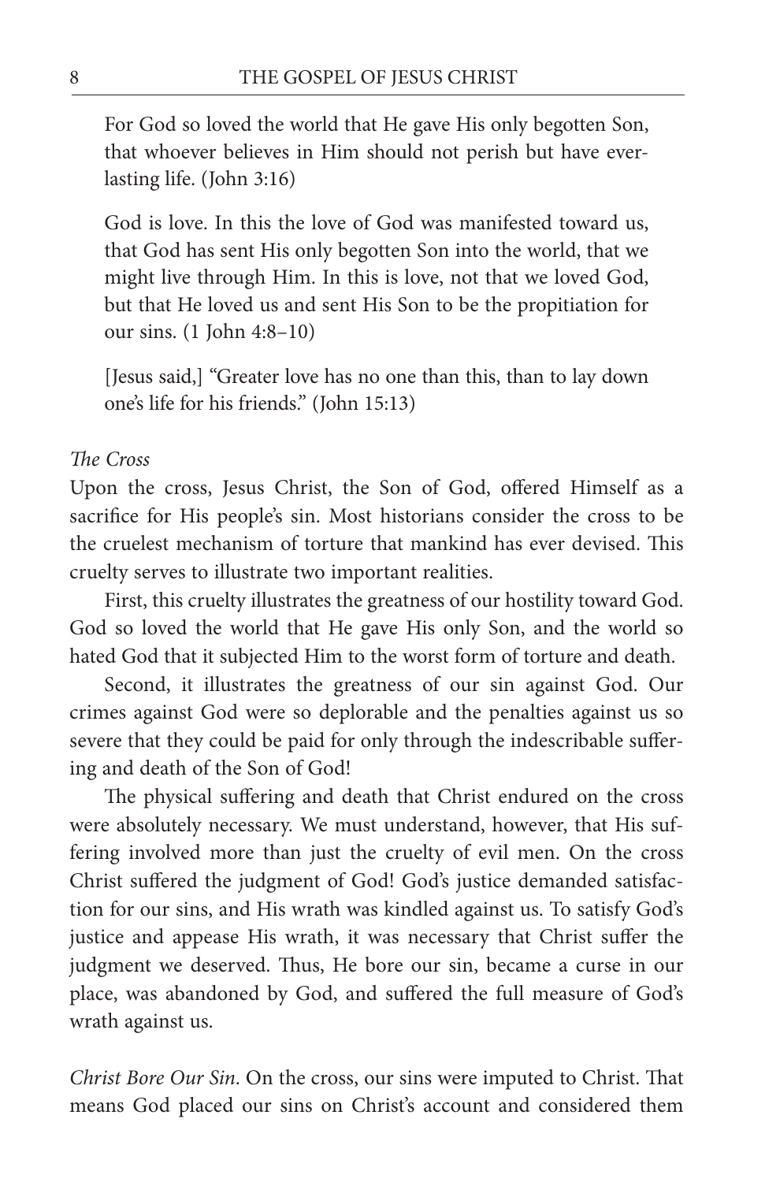For God so loved the world that He gave His only begotten Son, that whoever believes in Him should not perish but have everlasting life. (John 3:16)

God is love. In this the love of God was manifested toward us, that God has sent His only begotten Son into the world, that we might live through Him. In this is love, not that we loved God, but that He loved us and sent His Son to be the propitiation for our sins. (1 John 4:8–10)

[Jesus said,] "Greater love has no one than this, than to lay down one's life for his friends." (John 15:13)

*The Cross*

Upon the cross, Jesus Christ, the Son of God, offered Himself as a sacrifice for His people's sin. Most historians consider the cross to be the cruelest mechanism of torture that mankind has ever devised. This cruelty serves to illustrate two important realities.

First, this cruelty illustrates the greatness of our hostility toward God. God so loved the world that He gave His only Son, and the world so hated God that it subjected Him to the worst form of torture and death.

Second, it illustrates the greatness of our sin against God. Our crimes against God were so deplorable and the penalties against us so severe that they could be paid for only through the indescribable suffering and death of the Son of God!

The physical suffering and death that Christ endured on the cross were absolutely necessary. We must understand, however, that His suffering involved more than just the cruelty of evil men. On the cross Christ suffered the judgment of God! God's justice demanded satisfaction for our sins, and His wrath was kindled against us. To satisfy God's justice and appease His wrath, it was necessary that Christ suffer the judgment we deserved. Thus, He bore our sin, became a curse in our place, was abandoned by God, and suffered the full measure of God's wrath against us.

*Christ Bore Our Sin*. On the cross, our sins were imputed to Christ. That means God placed our sins on Christ's account and considered them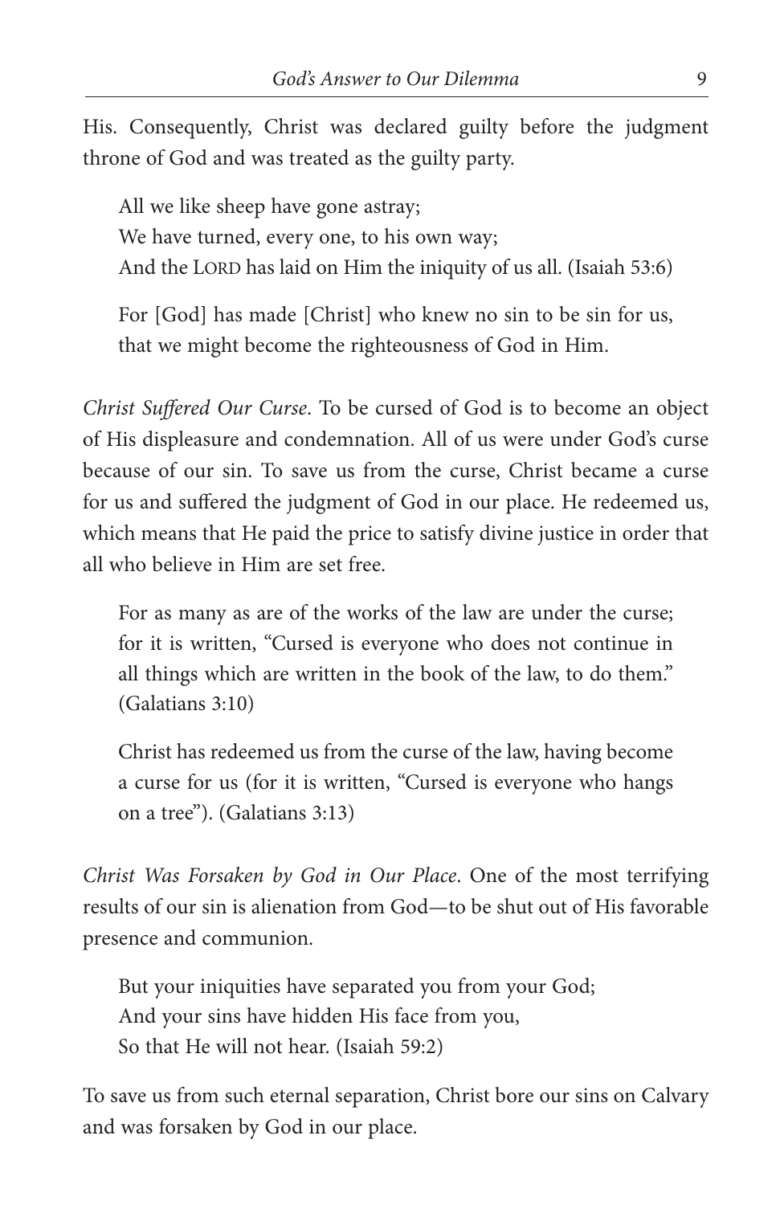His. Consequently, Christ was declared guilty before the judgment throne of God and was treated as the guilty party.

> All we like sheep have gone astray;
> We have turned, every one, to his own way;
> And the LORD has laid on Him the iniquity of us all. (Isaiah 53:6)

> For [God] has made [Christ] who knew no sin to be sin for us, that we might become the righteousness of God in Him.

*Christ Suffered Our Curse*. To be cursed of God is to become an object of His displeasure and condemnation. All of us were under God's curse because of our sin. To save us from the curse, Christ became a curse for us and suffered the judgment of God in our place. He redeemed us, which means that He paid the price to satisfy divine justice in order that all who believe in Him are set free.

> For as many as are of the works of the law are under the curse; for it is written, "Cursed is everyone who does not continue in all things which are written in the book of the law, to do them." (Galatians 3:10)

> Christ has redeemed us from the curse of the law, having become a curse for us (for it is written, "Cursed is everyone who hangs on a tree"). (Galatians 3:13)

*Christ Was Forsaken by God in Our Place*. One of the most terrifying results of our sin is alienation from God—to be shut out of His favorable presence and communion.

> But your iniquities have separated you from your God;
> And your sins have hidden His face from you,
> So that He will not hear. (Isaiah 59:2)

To save us from such eternal separation, Christ bore our sins on Calvary and was forsaken by God in our place.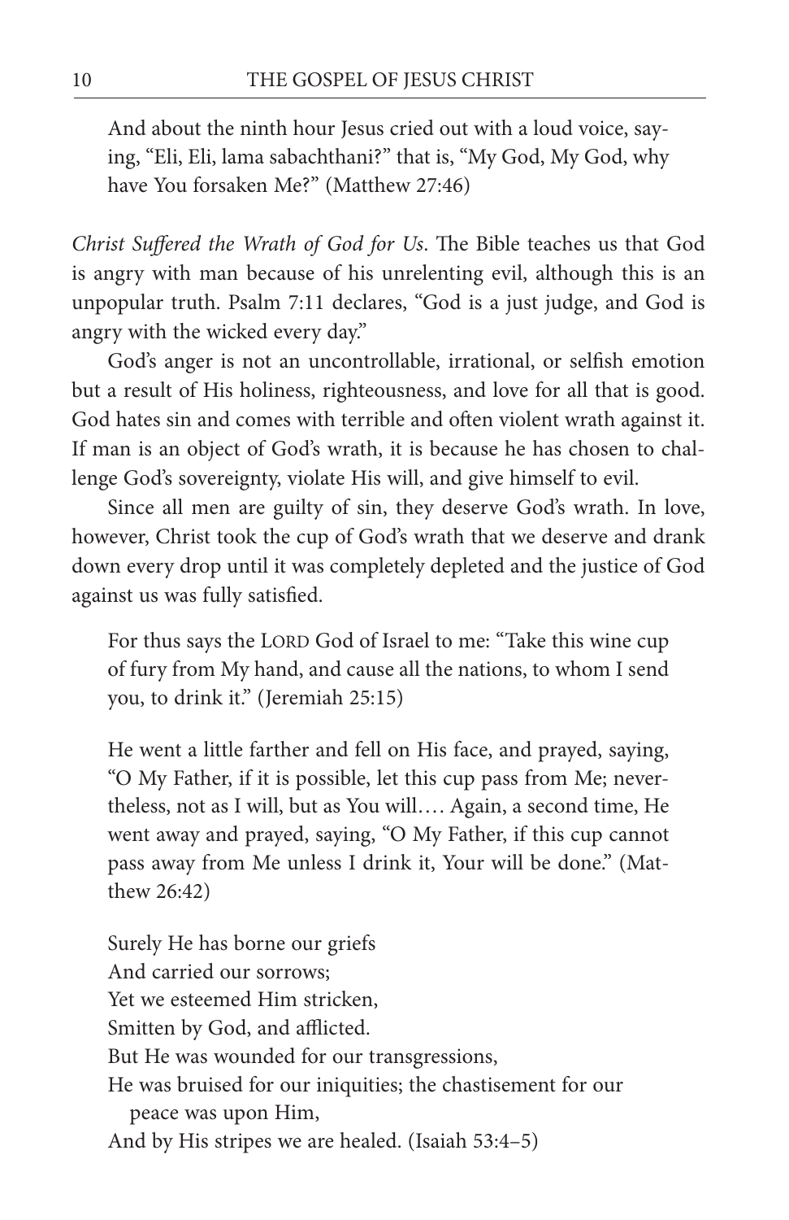> And about the ninth hour Jesus cried out with a loud voice, saying, "Eli, Eli, lama sabachthani?" that is, "My God, My God, why have You forsaken Me?" (Matthew 27:46)

*Christ Suffered the Wrath of God for Us*. The Bible teaches us that God is angry with man because of his unrelenting evil, although this is an unpopular truth. Psalm 7:11 declares, "God is a just judge, and God is angry with the wicked every day."

God's anger is not an uncontrollable, irrational, or selfish emotion but a result of His holiness, righteousness, and love for all that is good. God hates sin and comes with terrible and often violent wrath against it. If man is an object of God's wrath, it is because he has chosen to challenge God's sovereignty, violate His will, and give himself to evil.

Since all men are guilty of sin, they deserve God's wrath. In love, however, Christ took the cup of God's wrath that we deserve and drank down every drop until it was completely depleted and the justice of God against us was fully satisfied.

> For thus says the LORD God of Israel to me: "Take this wine cup of fury from My hand, and cause all the nations, to whom I send you, to drink it." (Jeremiah 25:15)

> He went a little farther and fell on His face, and prayed, saying, "O My Father, if it is possible, let this cup pass from Me; nevertheless, not as I will, but as You will.... Again, a second time, He went away and prayed, saying, "O My Father, if this cup cannot pass away from Me unless I drink it, Your will be done." (Matthew 26:42)

> Surely He has borne our griefs
> And carried our sorrows;
> Yet we esteemed Him stricken,
> Smitten by God, and afflicted.
> But He was wounded for our transgressions,
> He was bruised for our iniquities; the chastisement for our peace was upon Him,
> And by His stripes we are healed. (Isaiah 53:4–5)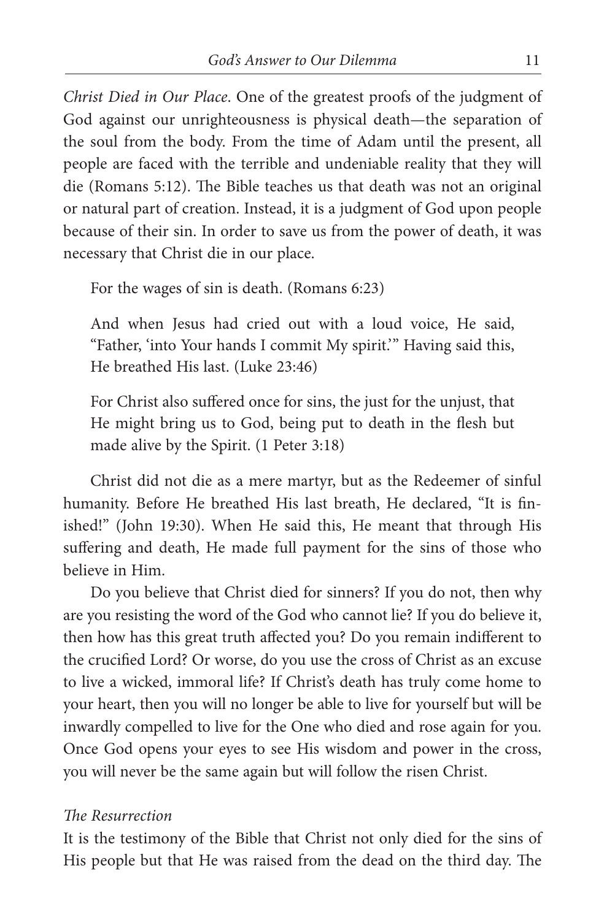*Christ Died in Our Place*. One of the greatest proofs of the judgment of God against our unrighteousness is physical death—the separation of the soul from the body. From the time of Adam until the present, all people are faced with the terrible and undeniable reality that they will die (Romans 5:12). The Bible teaches us that death was not an original or natural part of creation. Instead, it is a judgment of God upon people because of their sin. In order to save us from the power of death, it was necessary that Christ die in our place.

> For the wages of sin is death. (Romans 6:23)
>
> And when Jesus had cried out with a loud voice, He said, "Father, 'into Your hands I commit My spirit.'" Having said this, He breathed His last. (Luke 23:46)
>
> For Christ also suffered once for sins, the just for the unjust, that He might bring us to God, being put to death in the flesh but made alive by the Spirit. (1 Peter 3:18)

Christ did not die as a mere martyr, but as the Redeemer of sinful humanity. Before He breathed His last breath, He declared, "It is finished!" (John 19:30). When He said this, He meant that through His suffering and death, He made full payment for the sins of those who believe in Him.

Do you believe that Christ died for sinners? If you do not, then why are you resisting the word of the God who cannot lie? If you do believe it, then how has this great truth affected you? Do you remain indifferent to the crucified Lord? Or worse, do you use the cross of Christ as an excuse to live a wicked, immoral life? If Christ's death has truly come home to your heart, then you will no longer be able to live for yourself but will be inwardly compelled to live for the One who died and rose again for you. Once God opens your eyes to see His wisdom and power in the cross, you will never be the same again but will follow the risen Christ.

*The Resurrection*

It is the testimony of the Bible that Christ not only died for the sins of His people but that He was raised from the dead on the third day. The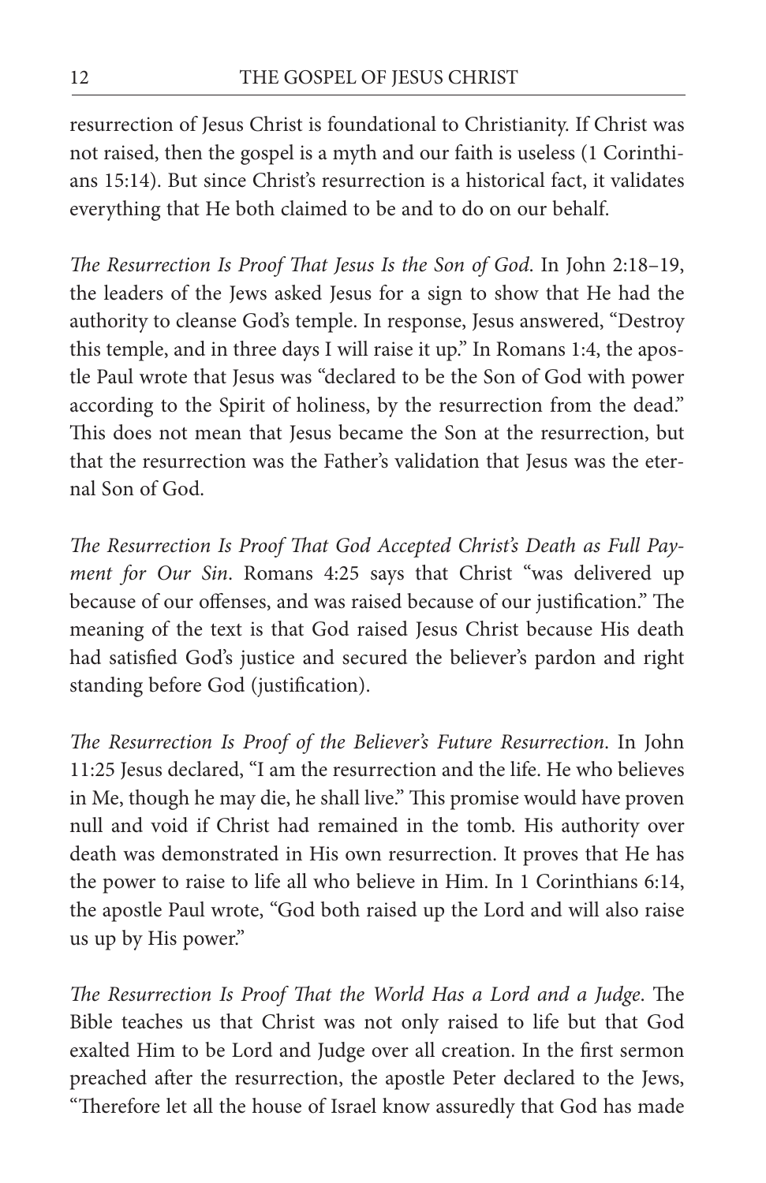resurrection of Jesus Christ is foundational to Christianity. If Christ was not raised, then the gospel is a myth and our faith is useless (1 Corinthians 15:14). But since Christ's resurrection is a historical fact, it validates everything that He both claimed to be and to do on our behalf.

*The Resurrection Is Proof That Jesus Is the Son of God*. In John 2:18–19, the leaders of the Jews asked Jesus for a sign to show that He had the authority to cleanse God's temple. In response, Jesus answered, "Destroy this temple, and in three days I will raise it up." In Romans 1:4, the apostle Paul wrote that Jesus was "declared to be the Son of God with power according to the Spirit of holiness, by the resurrection from the dead." This does not mean that Jesus became the Son at the resurrection, but that the resurrection was the Father's validation that Jesus was the eternal Son of God.

*The Resurrection Is Proof That God Accepted Christ's Death as Full Payment for Our Sin*. Romans 4:25 says that Christ "was delivered up because of our offenses, and was raised because of our justification." The meaning of the text is that God raised Jesus Christ because His death had satisfied God's justice and secured the believer's pardon and right standing before God (justification).

*The Resurrection Is Proof of the Believer's Future Resurrection*. In John 11:25 Jesus declared, "I am the resurrection and the life. He who believes in Me, though he may die, he shall live." This promise would have proven null and void if Christ had remained in the tomb. His authority over death was demonstrated in His own resurrection. It proves that He has the power to raise to life all who believe in Him. In 1 Corinthians 6:14, the apostle Paul wrote, "God both raised up the Lord and will also raise us up by His power."

*The Resurrection Is Proof That the World Has a Lord and a Judge*. The Bible teaches us that Christ was not only raised to life but that God exalted Him to be Lord and Judge over all creation. In the first sermon preached after the resurrection, the apostle Peter declared to the Jews, "Therefore let all the house of Israel know assuredly that God has made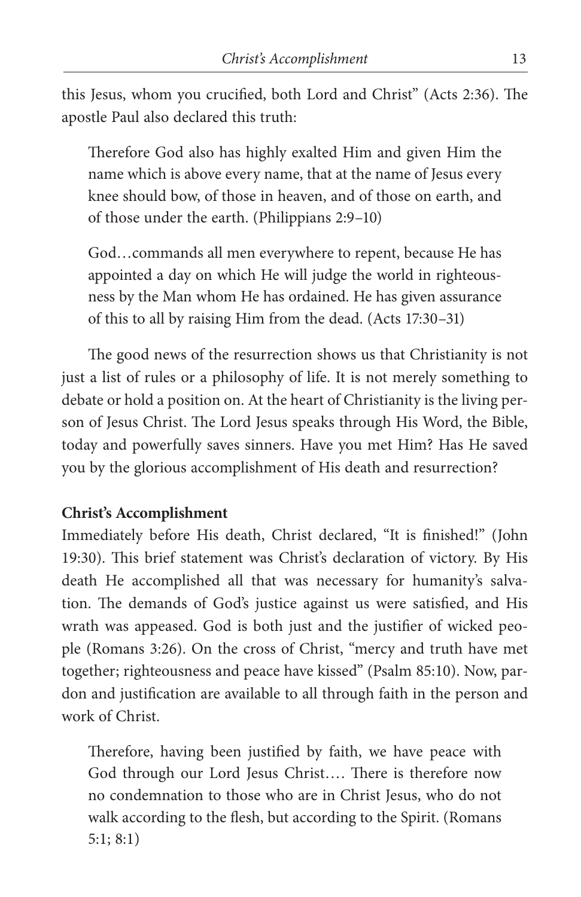this Jesus, whom you crucified, both Lord and Christ" (Acts 2:36). The apostle Paul also declared this truth:

> Therefore God also has highly exalted Him and given Him the name which is above every name, that at the name of Jesus every knee should bow, of those in heaven, and of those on earth, and of those under the earth. (Philippians 2:9–10)

> God…commands all men everywhere to repent, because He has appointed a day on which He will judge the world in righteousness by the Man whom He has ordained. He has given assurance of this to all by raising Him from the dead. (Acts 17:30–31)

The good news of the resurrection shows us that Christianity is not just a list of rules or a philosophy of life. It is not merely something to debate or hold a position on. At the heart of Christianity is the living person of Jesus Christ. The Lord Jesus speaks through His Word, the Bible, today and powerfully saves sinners. Have you met Him? Has He saved you by the glorious accomplishment of His death and resurrection?

**Christ's Accomplishment**

Immediately before His death, Christ declared, "It is finished!" (John 19:30). This brief statement was Christ's declaration of victory. By His death He accomplished all that was necessary for humanity's salvation. The demands of God's justice against us were satisfied, and His wrath was appeased. God is both just and the justifier of wicked people (Romans 3:26). On the cross of Christ, "mercy and truth have met together; righteousness and peace have kissed" (Psalm 85:10). Now, pardon and justification are available to all through faith in the person and work of Christ.

> Therefore, having been justified by faith, we have peace with God through our Lord Jesus Christ…. There is therefore now no condemnation to those who are in Christ Jesus, who do not walk according to the flesh, but according to the Spirit. (Romans 5:1; 8:1)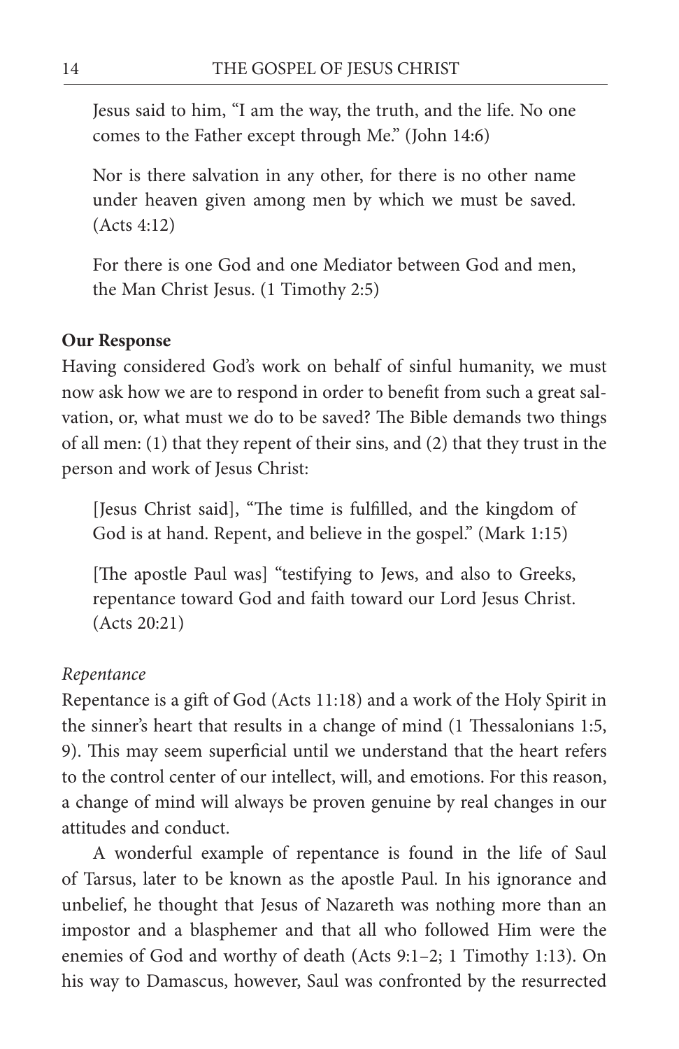Jesus said to him, "I am the way, the truth, and the life. No one comes to the Father except through Me." (John 14:6)

Nor is there salvation in any other, for there is no other name under heaven given among men by which we must be saved. (Acts 4:12)

For there is one God and one Mediator between God and men, the Man Christ Jesus. (1 Timothy 2:5)

**Our Response**

Having considered God's work on behalf of sinful humanity, we must now ask how we are to respond in order to benefit from such a great salvation, or, what must we do to be saved? The Bible demands two things of all men: (1) that they repent of their sins, and (2) that they trust in the person and work of Jesus Christ:

[Jesus Christ said], "The time is fulfilled, and the kingdom of God is at hand. Repent, and believe in the gospel." (Mark 1:15)

[The apostle Paul was] "testifying to Jews, and also to Greeks, repentance toward God and faith toward our Lord Jesus Christ. (Acts 20:21)

*Repentance*

Repentance is a gift of God (Acts 11:18) and a work of the Holy Spirit in the sinner's heart that results in a change of mind (1 Thessalonians 1:5, 9). This may seem superficial until we understand that the heart refers to the control center of our intellect, will, and emotions. For this reason, a change of mind will always be proven genuine by real changes in our attitudes and conduct.

A wonderful example of repentance is found in the life of Saul of Tarsus, later to be known as the apostle Paul. In his ignorance and unbelief, he thought that Jesus of Nazareth was nothing more than an impostor and a blasphemer and that all who followed Him were the enemies of God and worthy of death (Acts 9:1–2; 1 Timothy 1:13). On his way to Damascus, however, Saul was confronted by the resurrected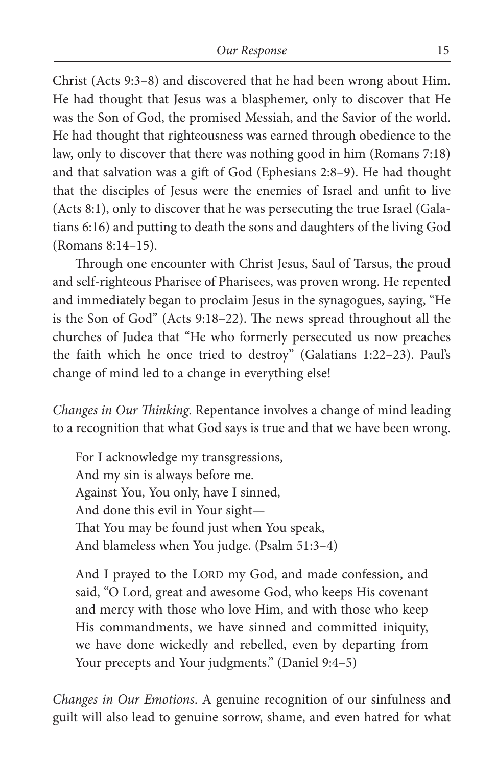Christ (Acts 9:3–8) and discovered that he had been wrong about Him. He had thought that Jesus was a blasphemer, only to discover that He was the Son of God, the promised Messiah, and the Savior of the world. He had thought that righteousness was earned through obedience to the law, only to discover that there was nothing good in him (Romans 7:18) and that salvation was a gift of God (Ephesians 2:8–9). He had thought that the disciples of Jesus were the enemies of Israel and unfit to live (Acts 8:1), only to discover that he was persecuting the true Israel (Galatians 6:16) and putting to death the sons and daughters of the living God (Romans 8:14–15).

Through one encounter with Christ Jesus, Saul of Tarsus, the proud and self-righteous Pharisee of Pharisees, was proven wrong. He repented and immediately began to proclaim Jesus in the synagogues, saying, "He is the Son of God" (Acts 9:18–22). The news spread throughout all the churches of Judea that "He who formerly persecuted us now preaches the faith which he once tried to destroy" (Galatians 1:22–23). Paul's change of mind led to a change in everything else!

*Changes in Our Thinking*. Repentance involves a change of mind leading to a recognition that what God says is true and that we have been wrong.

> For I acknowledge my transgressions,
> And my sin is always before me.
> Against You, You only, have I sinned,
> And done this evil in Your sight—
> That You may be found just when You speak,
> And blameless when You judge. (Psalm 51:3–4)

> And I prayed to the LORD my God, and made confession, and said, "O Lord, great and awesome God, who keeps His covenant and mercy with those who love Him, and with those who keep His commandments, we have sinned and committed iniquity, we have done wickedly and rebelled, even by departing from Your precepts and Your judgments." (Daniel 9:4–5)

*Changes in Our Emotions*. A genuine recognition of our sinfulness and guilt will also lead to genuine sorrow, shame, and even hatred for what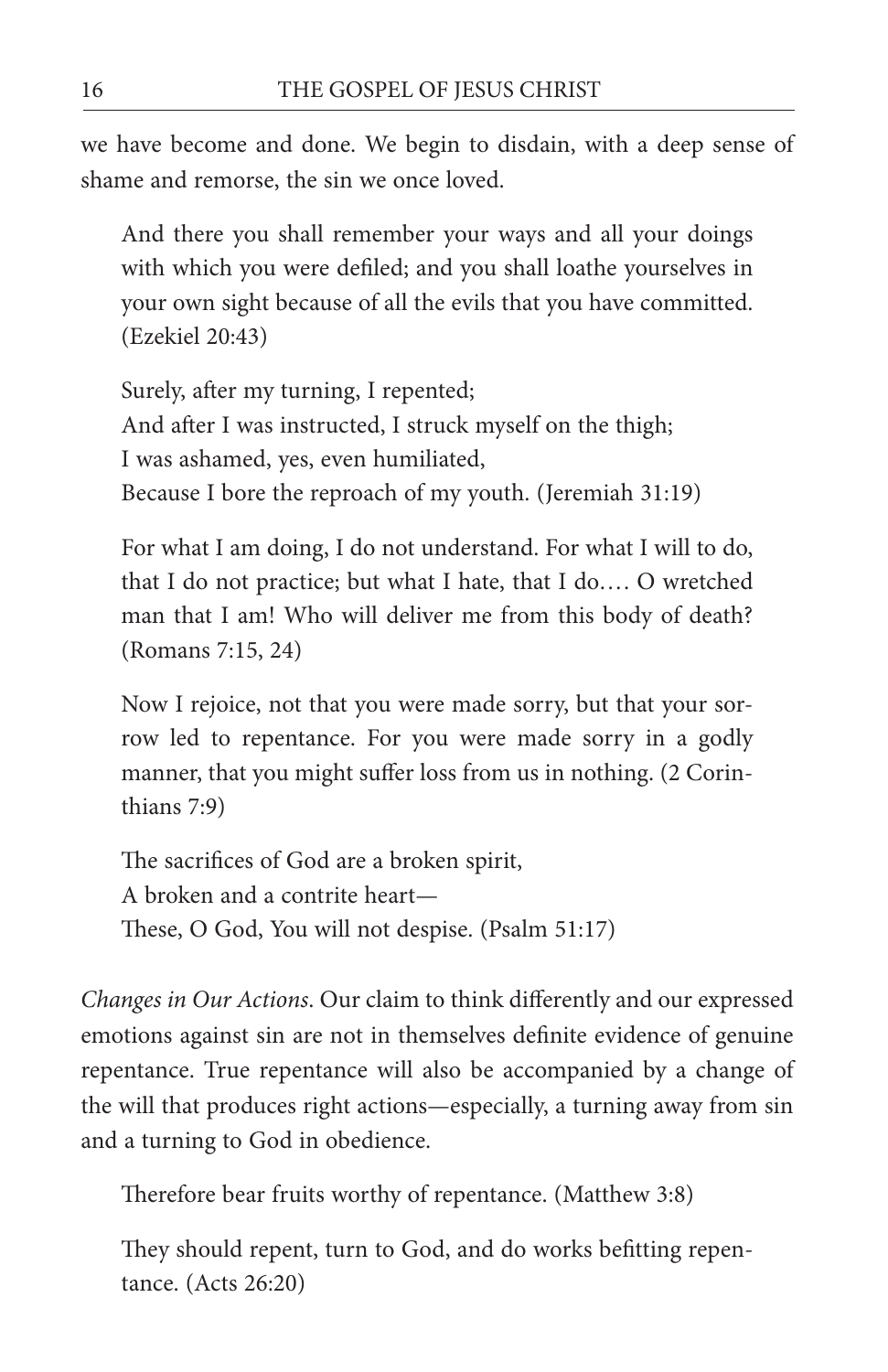we have become and done. We begin to disdain, with a deep sense of shame and remorse, the sin we once loved.

> And there you shall remember your ways and all your doings with which you were defiled; and you shall loathe yourselves in your own sight because of all the evils that you have committed. (Ezekiel 20:43)

> Surely, after my turning, I repented;
> And after I was instructed, I struck myself on the thigh;
> I was ashamed, yes, even humiliated,
> Because I bore the reproach of my youth. (Jeremiah 31:19)

> For what I am doing, I do not understand. For what I will to do, that I do not practice; but what I hate, that I do.… O wretched man that I am! Who will deliver me from this body of death? (Romans 7:15, 24)

> Now I rejoice, not that you were made sorry, but that your sorrow led to repentance. For you were made sorry in a godly manner, that you might suffer loss from us in nothing. (2 Corinthians 7:9)

> The sacrifices of God are a broken spirit,
> A broken and a contrite heart—
> These, O God, You will not despise. (Psalm 51:17)

*Changes in Our Actions*. Our claim to think differently and our expressed emotions against sin are not in themselves definite evidence of genuine repentance. True repentance will also be accompanied by a change of the will that produces right actions—especially, a turning away from sin and a turning to God in obedience.

> Therefore bear fruits worthy of repentance. (Matthew 3:8)

> They should repent, turn to God, and do works befitting repentance. (Acts 26:20)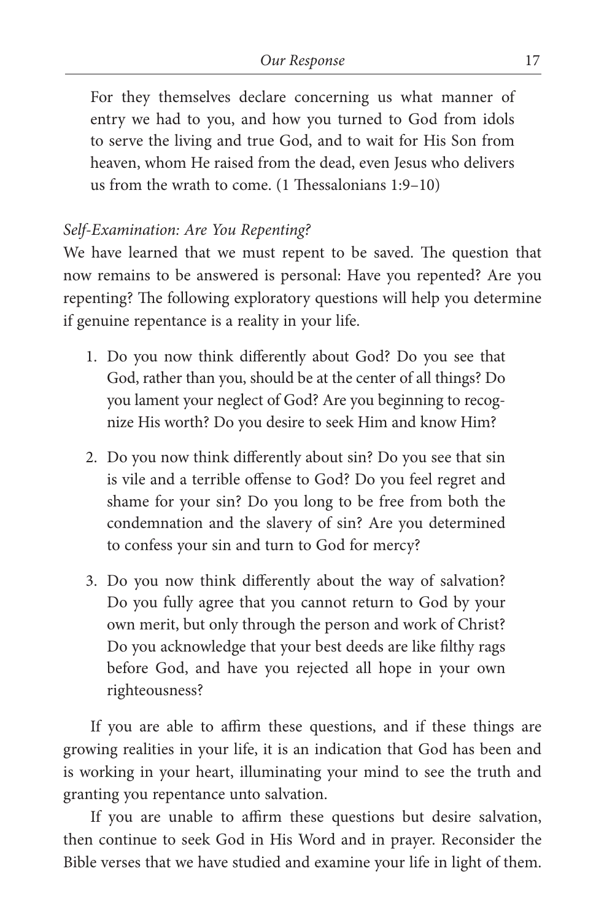> For they themselves declare concerning us what manner of entry we had to you, and how you turned to God from idols to serve the living and true God, and to wait for His Son from heaven, whom He raised from the dead, even Jesus who delivers us from the wrath to come. (1 Thessalonians 1:9–10)

*Self-Examination: Are You Repenting?*

We have learned that we must repent to be saved. The question that now remains to be answered is personal: Have you repented? Are you repenting? The following exploratory questions will help you determine if genuine repentance is a reality in your life.

1. Do you now think differently about God? Do you see that God, rather than you, should be at the center of all things? Do you lament your neglect of God? Are you beginning to recognize His worth? Do you desire to seek Him and know Him?
2. Do you now think differently about sin? Do you see that sin is vile and a terrible offense to God? Do you feel regret and shame for your sin? Do you long to be free from both the condemnation and the slavery of sin? Are you determined to confess your sin and turn to God for mercy?
3. Do you now think differently about the way of salvation? Do you fully agree that you cannot return to God by your own merit, but only through the person and work of Christ? Do you acknowledge that your best deeds are like filthy rags before God, and have you rejected all hope in your own righteousness?

If you are able to affirm these questions, and if these things are growing realities in your life, it is an indication that God has been and is working in your heart, illuminating your mind to see the truth and granting you repentance unto salvation.

If you are unable to affirm these questions but desire salvation, then continue to seek God in His Word and in prayer. Reconsider the Bible verses that we have studied and examine your life in light of them.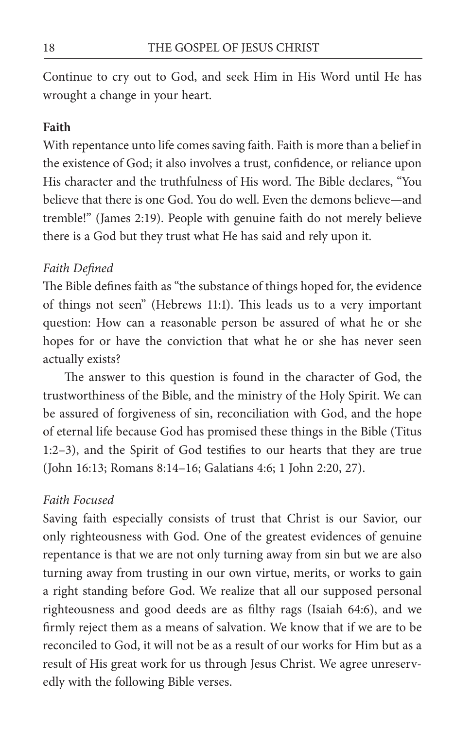Continue to cry out to God, and seek Him in His Word until He has wrought a change in your heart.

**Faith**

With repentance unto life comes saving faith. Faith is more than a belief in the existence of God; it also involves a trust, confidence, or reliance upon His character and the truthfulness of His word. The Bible declares, "You believe that there is one God. You do well. Even the demons believe—and tremble!" (James 2:19). People with genuine faith do not merely believe there is a God but they trust what He has said and rely upon it.

*Faith Defined*

The Bible defines faith as "the substance of things hoped for, the evidence of things not seen" (Hebrews 11:1). This leads us to a very important question: How can a reasonable person be assured of what he or she hopes for or have the conviction that what he or she has never seen actually exists?

The answer to this question is found in the character of God, the trustworthiness of the Bible, and the ministry of the Holy Spirit. We can be assured of forgiveness of sin, reconciliation with God, and the hope of eternal life because God has promised these things in the Bible (Titus 1:2–3), and the Spirit of God testifies to our hearts that they are true (John 16:13; Romans 8:14–16; Galatians 4:6; 1 John 2:20, 27).

*Faith Focused*

Saving faith especially consists of trust that Christ is our Savior, our only righteousness with God. One of the greatest evidences of genuine repentance is that we are not only turning away from sin but we are also turning away from trusting in our own virtue, merits, or works to gain a right standing before God. We realize that all our supposed personal righteousness and good deeds are as filthy rags (Isaiah 64:6), and we firmly reject them as a means of salvation. We know that if we are to be reconciled to God, it will not be as a result of our works for Him but as a result of His great work for us through Jesus Christ. We agree unreservedly with the following Bible verses.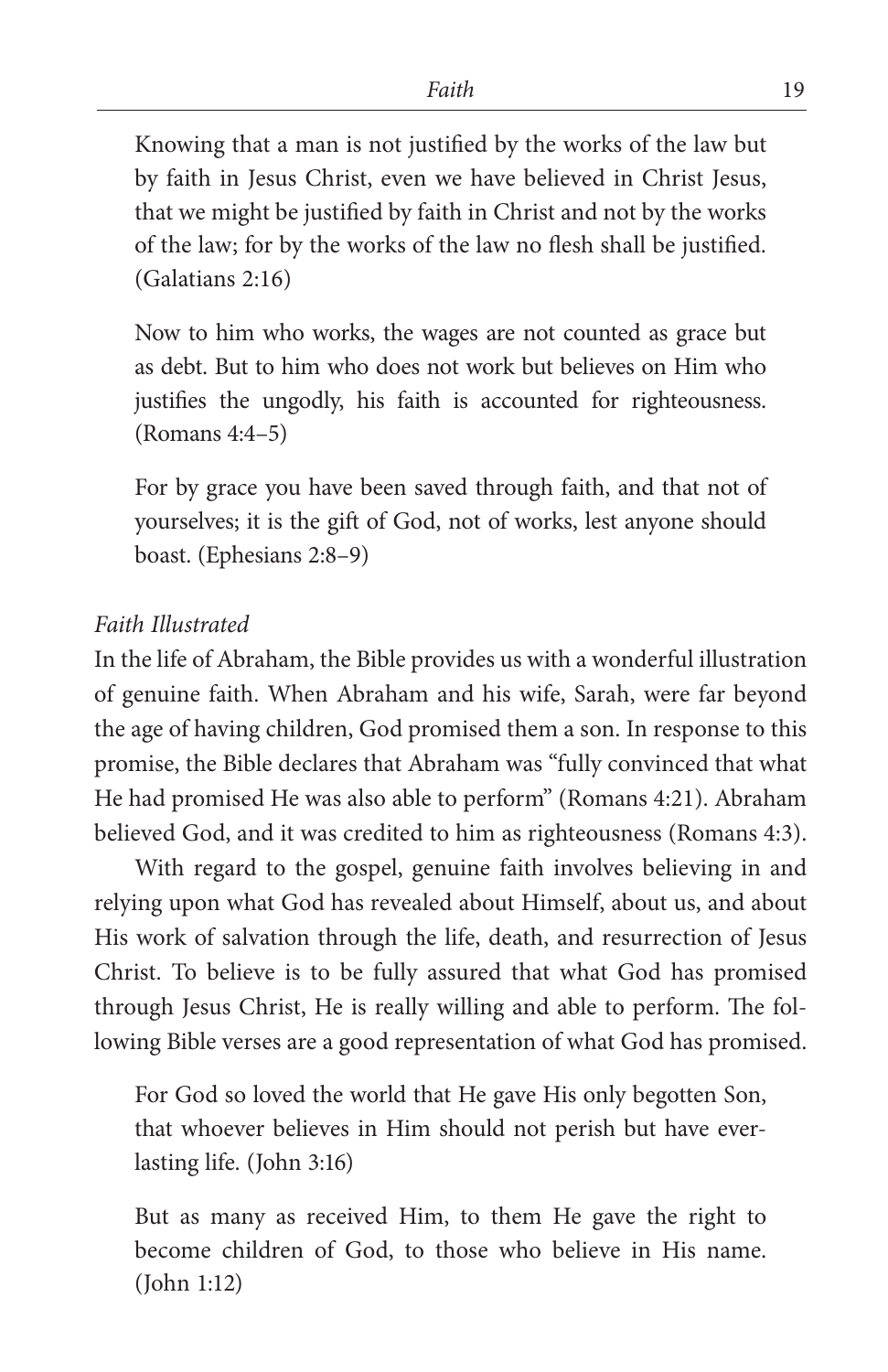> Knowing that a man is not justified by the works of the law but by faith in Jesus Christ, even we have believed in Christ Jesus, that we might be justified by faith in Christ and not by the works of the law; for by the works of the law no flesh shall be justified. (Galatians 2:16)

> Now to him who works, the wages are not counted as grace but as debt. But to him who does not work but believes on Him who justifies the ungodly, his faith is accounted for righteousness. (Romans 4:4–5)

> For by grace you have been saved through faith, and that not of yourselves; it is the gift of God, not of works, lest anyone should boast. (Ephesians 2:8–9)

*Faith Illustrated*

In the life of Abraham, the Bible provides us with a wonderful illustration of genuine faith. When Abraham and his wife, Sarah, were far beyond the age of having children, God promised them a son. In response to this promise, the Bible declares that Abraham was "fully convinced that what He had promised He was also able to perform" (Romans 4:21). Abraham believed God, and it was credited to him as righteousness (Romans 4:3).

With regard to the gospel, genuine faith involves believing in and relying upon what God has revealed about Himself, about us, and about His work of salvation through the life, death, and resurrection of Jesus Christ. To believe is to be fully assured that what God has promised through Jesus Christ, He is really willing and able to perform. The following Bible verses are a good representation of what God has promised.

> For God so loved the world that He gave His only begotten Son, that whoever believes in Him should not perish but have everlasting life. (John 3:16)

> But as many as received Him, to them He gave the right to become children of God, to those who believe in His name. (John 1:12)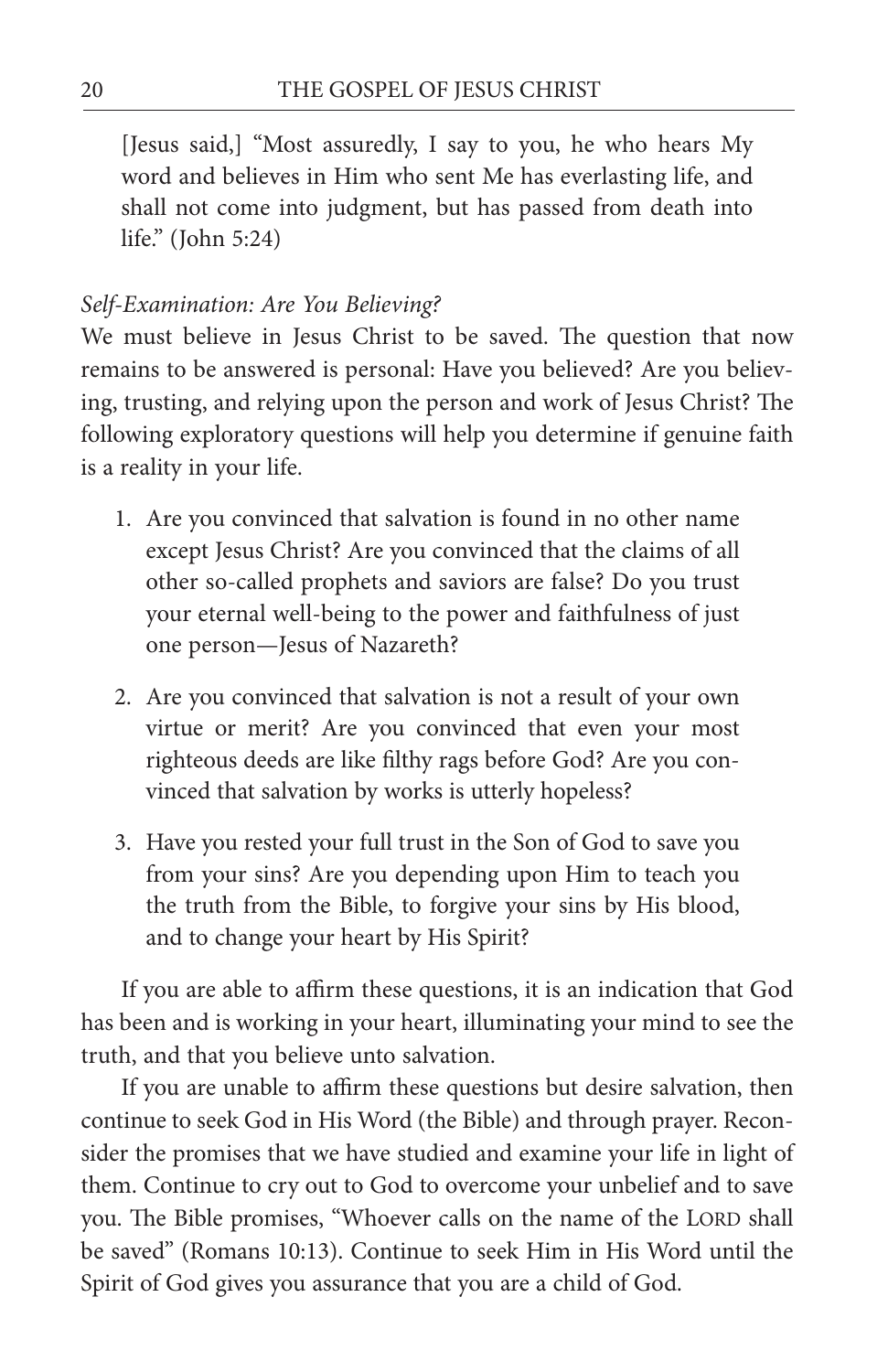> [Jesus said,] "Most assuredly, I say to you, he who hears My word and believes in Him who sent Me has everlasting life, and shall not come into judgment, but has passed from death into life." (John 5:24)

*Self-Examination: Are You Believing?*

We must believe in Jesus Christ to be saved. The question that now remains to be answered is personal: Have you believed? Are you believing, trusting, and relying upon the person and work of Jesus Christ? The following exploratory questions will help you determine if genuine faith is a reality in your life.

1. Are you convinced that salvation is found in no other name except Jesus Christ? Are you convinced that the claims of all other so-called prophets and saviors are false? Do you trust your eternal well-being to the power and faithfulness of just one person—Jesus of Nazareth?

2. Are you convinced that salvation is not a result of your own virtue or merit? Are you convinced that even your most righteous deeds are like filthy rags before God? Are you convinced that salvation by works is utterly hopeless?

3. Have you rested your full trust in the Son of God to save you from your sins? Are you depending upon Him to teach you the truth from the Bible, to forgive your sins by His blood, and to change your heart by His Spirit?

If you are able to affirm these questions, it is an indication that God has been and is working in your heart, illuminating your mind to see the truth, and that you believe unto salvation.

If you are unable to affirm these questions but desire salvation, then continue to seek God in His Word (the Bible) and through prayer. Reconsider the promises that we have studied and examine your life in light of them. Continue to cry out to God to overcome your unbelief and to save you. The Bible promises, "Whoever calls on the name of the LORD shall be saved" (Romans 10:13). Continue to seek Him in His Word until the Spirit of God gives you assurance that you are a child of God.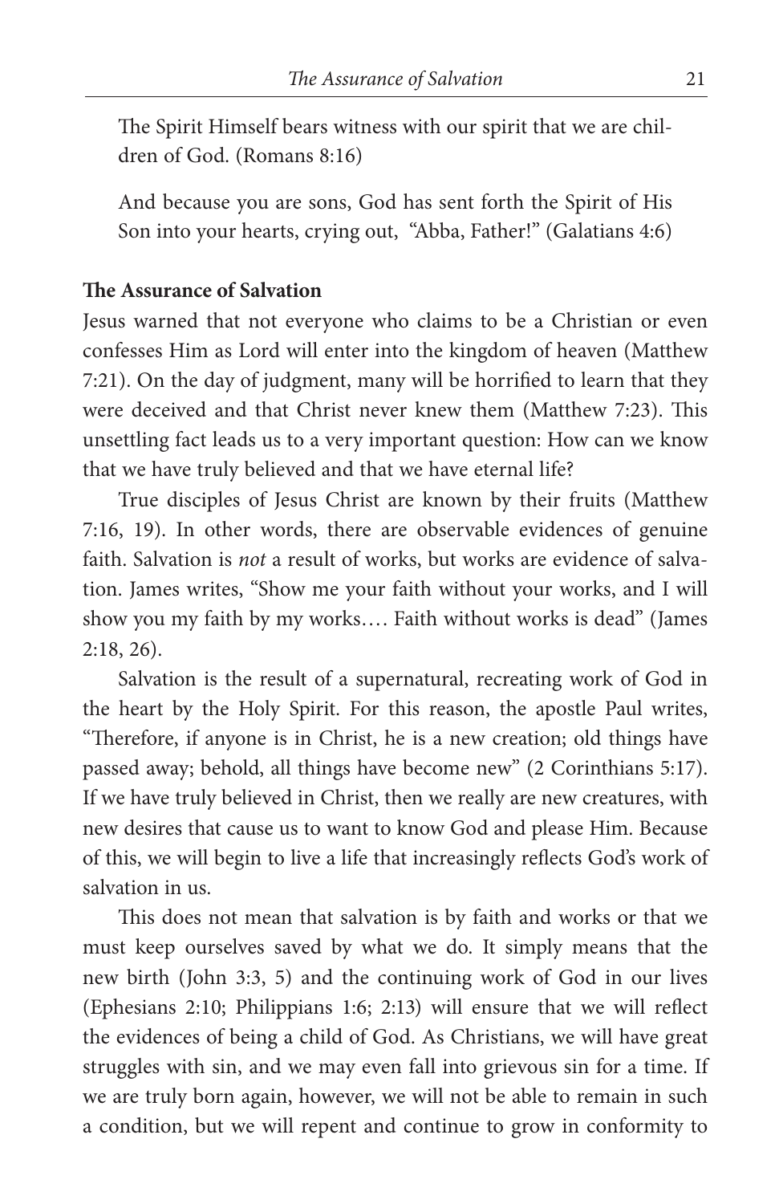The Spirit Himself bears witness with our spirit that we are children of God. (Romans 8:16)

And because you are sons, God has sent forth the Spirit of His Son into your hearts, crying out, "Abba, Father!" (Galatians 4:6)

**The Assurance of Salvation**

Jesus warned that not everyone who claims to be a Christian or even confesses Him as Lord will enter into the kingdom of heaven (Matthew 7:21). On the day of judgment, many will be horrified to learn that they were deceived and that Christ never knew them (Matthew 7:23). This unsettling fact leads us to a very important question: How can we know that we have truly believed and that we have eternal life?

True disciples of Jesus Christ are known by their fruits (Matthew 7:16, 19). In other words, there are observable evidences of genuine faith. Salvation is *not* a result of works, but works are evidence of salvation. James writes, "Show me your faith without your works, and I will show you my faith by my works.... Faith without works is dead" (James 2:18, 26).

Salvation is the result of a supernatural, recreating work of God in the heart by the Holy Spirit. For this reason, the apostle Paul writes, "Therefore, if anyone is in Christ, he is a new creation; old things have passed away; behold, all things have become new" (2 Corinthians 5:17). If we have truly believed in Christ, then we really are new creatures, with new desires that cause us to want to know God and please Him. Because of this, we will begin to live a life that increasingly reflects God's work of salvation in us.

This does not mean that salvation is by faith and works or that we must keep ourselves saved by what we do. It simply means that the new birth (John 3:3, 5) and the continuing work of God in our lives (Ephesians 2:10; Philippians 1:6; 2:13) will ensure that we will reflect the evidences of being a child of God. As Christians, we will have great struggles with sin, and we may even fall into grievous sin for a time. If we are truly born again, however, we will not be able to remain in such a condition, but we will repent and continue to grow in conformity to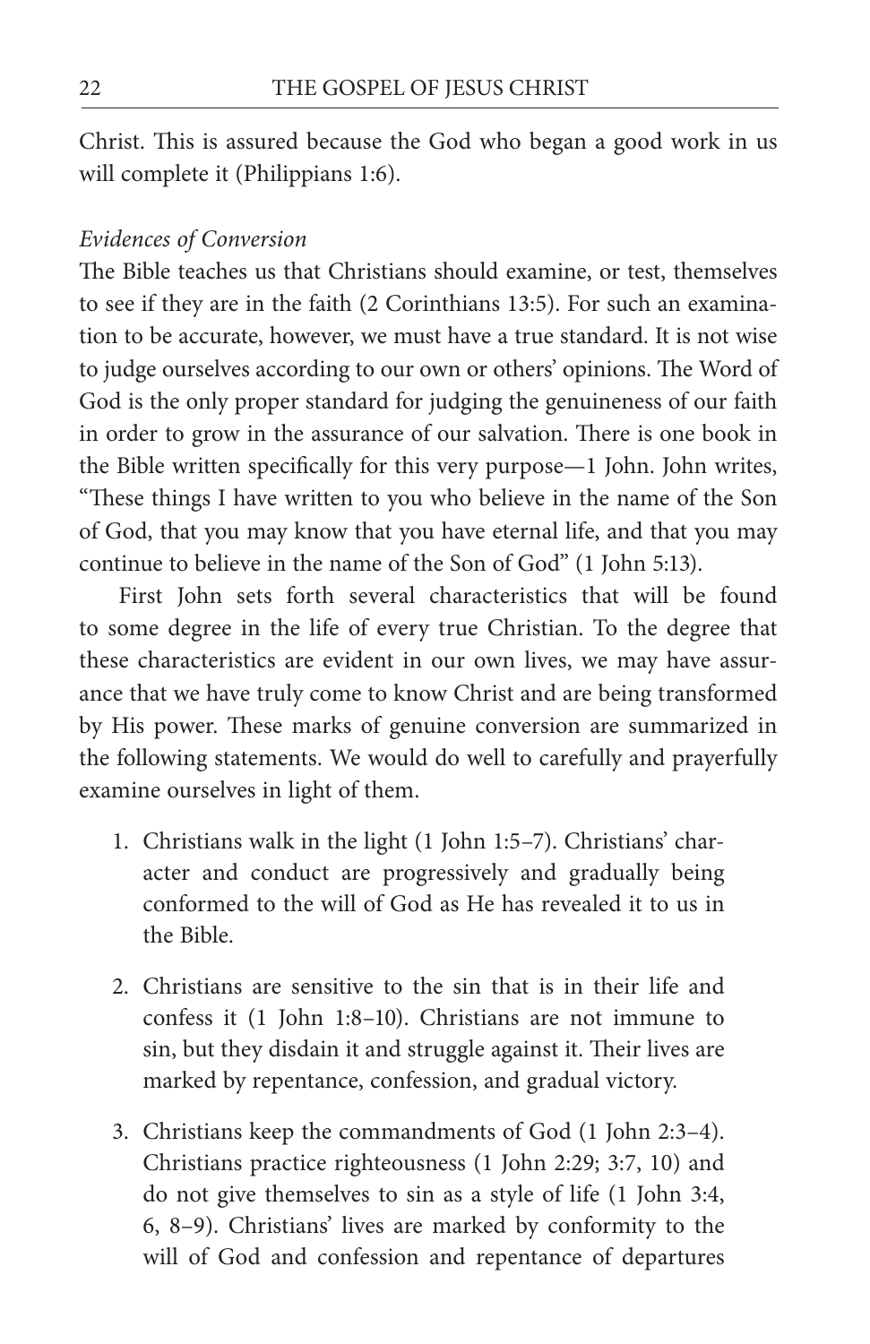Christ. This is assured because the God who began a good work in us will complete it (Philippians 1:6).

*Evidences of Conversion*

The Bible teaches us that Christians should examine, or test, themselves to see if they are in the faith (2 Corinthians 13:5). For such an examination to be accurate, however, we must have a true standard. It is not wise to judge ourselves according to our own or others' opinions. The Word of God is the only proper standard for judging the genuineness of our faith in order to grow in the assurance of our salvation. There is one book in the Bible written specifically for this very purpose—1 John. John writes, "These things I have written to you who believe in the name of the Son of God, that you may know that you have eternal life, and that you may continue to believe in the name of the Son of God" (1 John 5:13).

First John sets forth several characteristics that will be found to some degree in the life of every true Christian. To the degree that these characteristics are evident in our own lives, we may have assurance that we have truly come to know Christ and are being transformed by His power. These marks of genuine conversion are summarized in the following statements. We would do well to carefully and prayerfully examine ourselves in light of them.

1. Christians walk in the light (1 John 1:5–7). Christians' character and conduct are progressively and gradually being conformed to the will of God as He has revealed it to us in the Bible.

2. Christians are sensitive to the sin that is in their life and confess it (1 John 1:8–10). Christians are not immune to sin, but they disdain it and struggle against it. Their lives are marked by repentance, confession, and gradual victory.

3. Christians keep the commandments of God (1 John 2:3–4). Christians practice righteousness (1 John 2:29; 3:7, 10) and do not give themselves to sin as a style of life (1 John 3:4, 6, 8–9). Christians' lives are marked by conformity to the will of God and confession and repentance of departures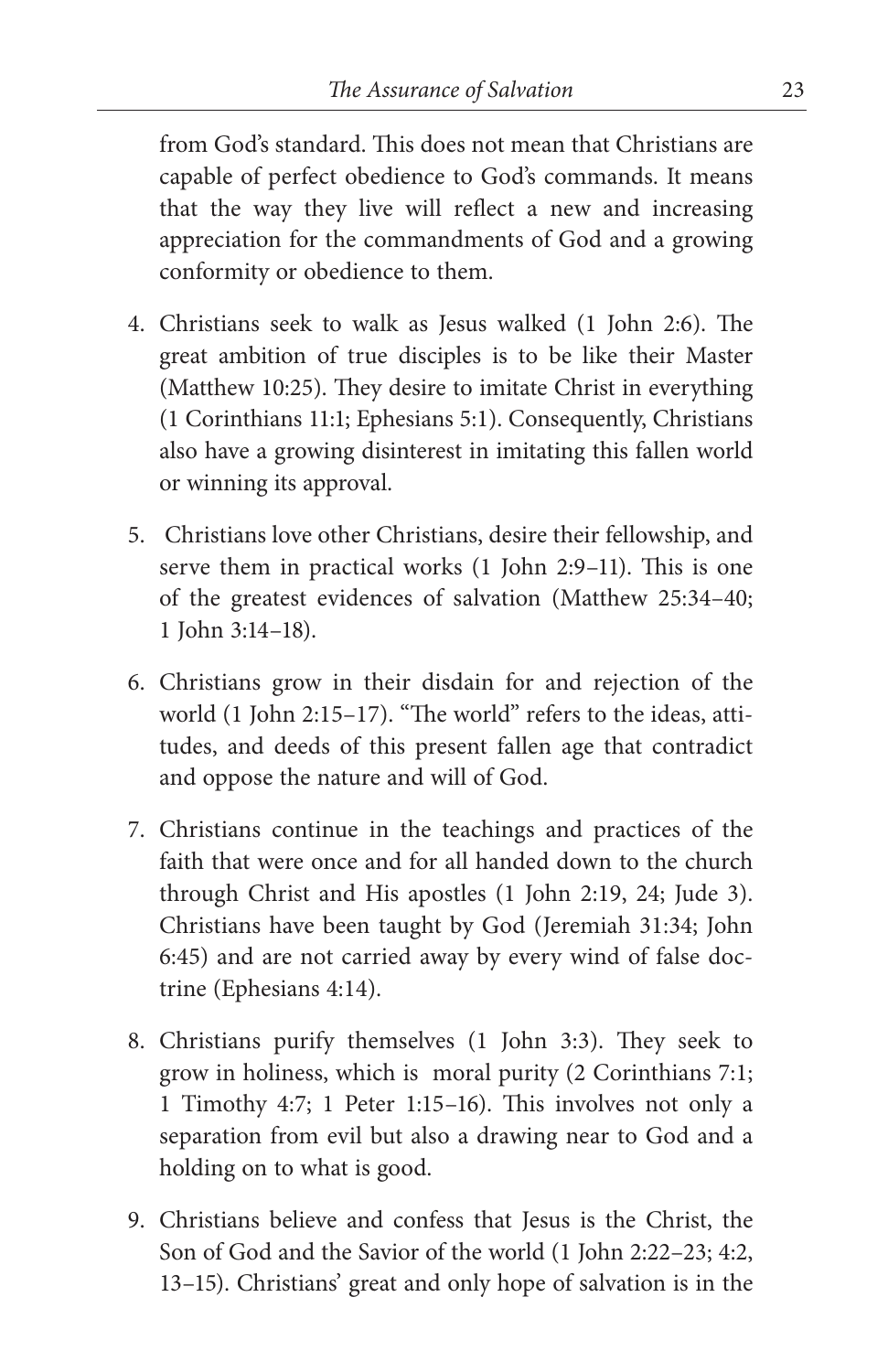from God's standard. This does not mean that Christians are capable of perfect obedience to God's commands. It means that the way they live will reflect a new and increasing appreciation for the commandments of God and a growing conformity or obedience to them.

4. Christians seek to walk as Jesus walked (1 John 2:6). The great ambition of true disciples is to be like their Master (Matthew 10:25). They desire to imitate Christ in everything (1 Corinthians 11:1; Ephesians 5:1). Consequently, Christians also have a growing disinterest in imitating this fallen world or winning its approval.

5. Christians love other Christians, desire their fellowship, and serve them in practical works (1 John 2:9–11). This is one of the greatest evidences of salvation (Matthew 25:34–40; 1 John 3:14–18).

6. Christians grow in their disdain for and rejection of the world (1 John 2:15–17). "The world" refers to the ideas, attitudes, and deeds of this present fallen age that contradict and oppose the nature and will of God.

7. Christians continue in the teachings and practices of the faith that were once and for all handed down to the church through Christ and His apostles (1 John 2:19, 24; Jude 3). Christians have been taught by God (Jeremiah 31:34; John 6:45) and are not carried away by every wind of false doctrine (Ephesians 4:14).

8. Christians purify themselves (1 John 3:3). They seek to grow in holiness, which is moral purity (2 Corinthians 7:1; 1 Timothy 4:7; 1 Peter 1:15–16). This involves not only a separation from evil but also a drawing near to God and a holding on to what is good.

9. Christians believe and confess that Jesus is the Christ, the Son of God and the Savior of the world (1 John 2:22–23; 4:2, 13–15). Christians' great and only hope of salvation is in the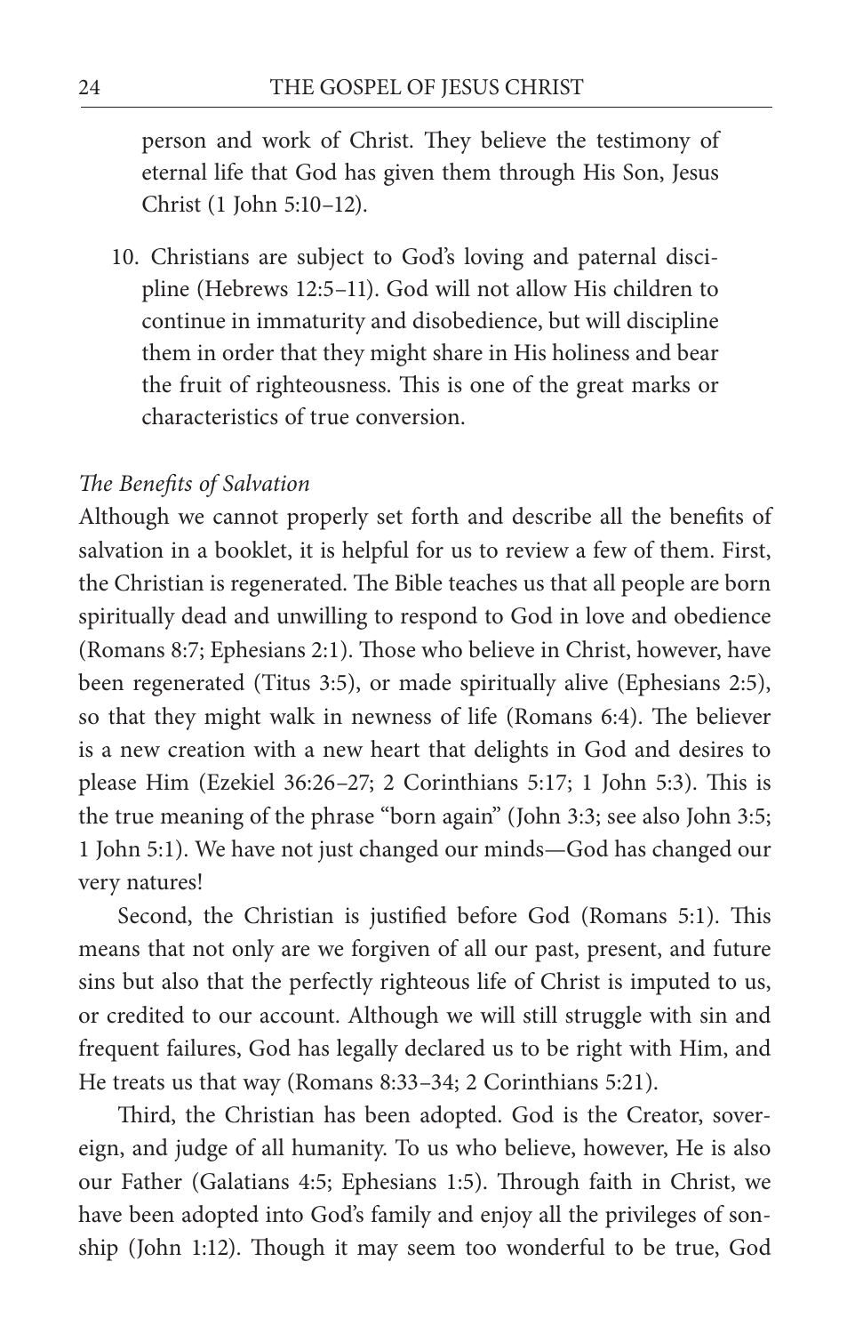person and work of Christ. They believe the testimony of eternal life that God has given them through His Son, Jesus Christ (1 John 5:10–12).

10. Christians are subject to God's loving and paternal discipline (Hebrews 12:5–11). God will not allow His children to continue in immaturity and disobedience, but will discipline them in order that they might share in His holiness and bear the fruit of righteousness. This is one of the great marks or characteristics of true conversion.

*The Benefits of Salvation*

Although we cannot properly set forth and describe all the benefits of salvation in a booklet, it is helpful for us to review a few of them. First, the Christian is regenerated. The Bible teaches us that all people are born spiritually dead and unwilling to respond to God in love and obedience (Romans 8:7; Ephesians 2:1). Those who believe in Christ, however, have been regenerated (Titus 3:5), or made spiritually alive (Ephesians 2:5), so that they might walk in newness of life (Romans 6:4). The believer is a new creation with a new heart that delights in God and desires to please Him (Ezekiel 36:26–27; 2 Corinthians 5:17; 1 John 5:3). This is the true meaning of the phrase "born again" (John 3:3; see also John 3:5; 1 John 5:1). We have not just changed our minds—God has changed our very natures!

Second, the Christian is justified before God (Romans 5:1). This means that not only are we forgiven of all our past, present, and future sins but also that the perfectly righteous life of Christ is imputed to us, or credited to our account. Although we will still struggle with sin and frequent failures, God has legally declared us to be right with Him, and He treats us that way (Romans 8:33–34; 2 Corinthians 5:21).

Third, the Christian has been adopted. God is the Creator, sovereign, and judge of all humanity. To us who believe, however, He is also our Father (Galatians 4:5; Ephesians 1:5). Through faith in Christ, we have been adopted into God's family and enjoy all the privileges of sonship (John 1:12). Though it may seem too wonderful to be true, God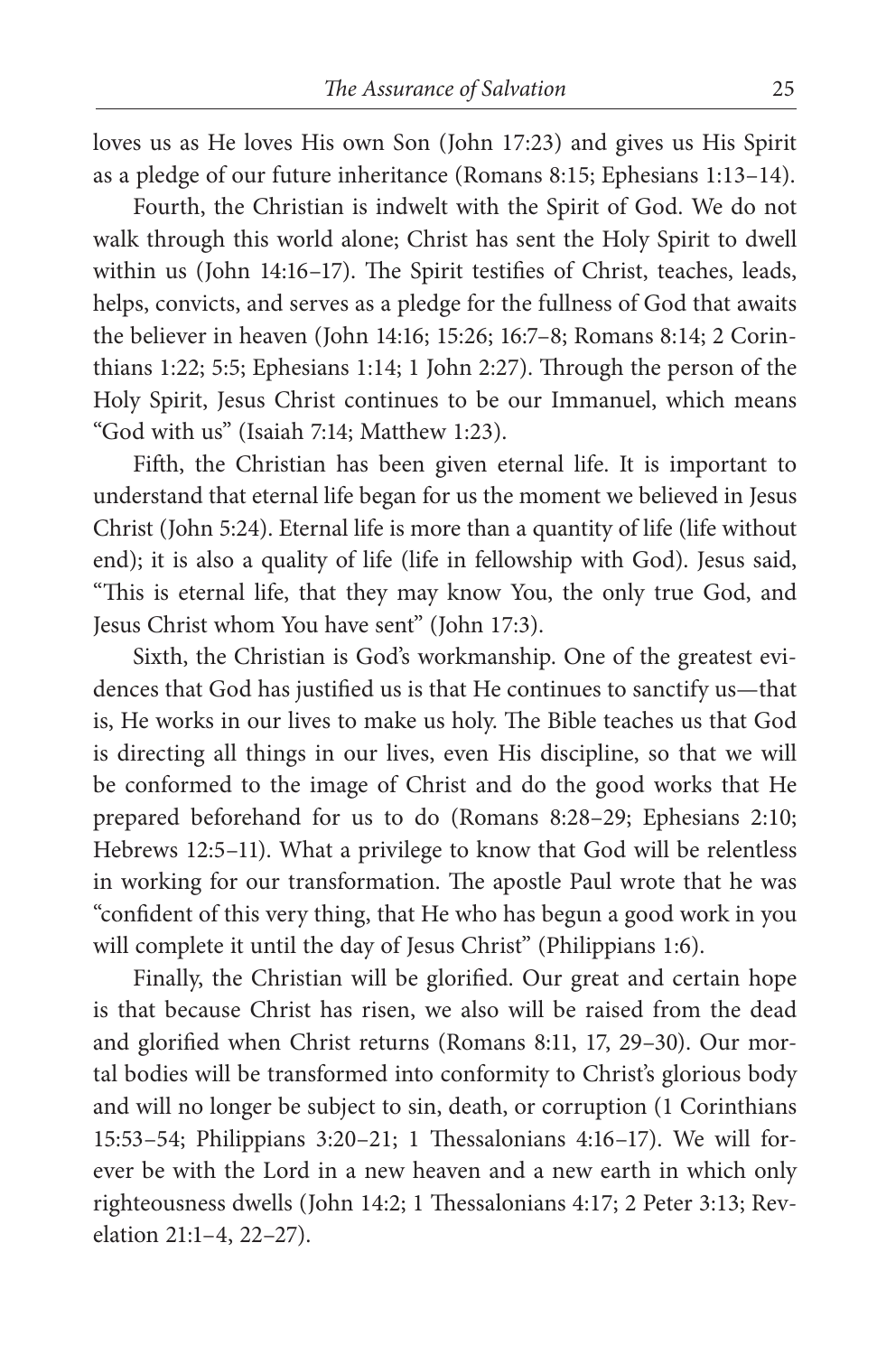loves us as He loves His own Son (John 17:23) and gives us His Spirit as a pledge of our future inheritance (Romans 8:15; Ephesians 1:13–14).

Fourth, the Christian is indwelt with the Spirit of God. We do not walk through this world alone; Christ has sent the Holy Spirit to dwell within us (John 14:16–17). The Spirit testifies of Christ, teaches, leads, helps, convicts, and serves as a pledge for the fullness of God that awaits the believer in heaven (John 14:16; 15:26; 16:7–8; Romans 8:14; 2 Corinthians 1:22; 5:5; Ephesians 1:14; 1 John 2:27). Through the person of the Holy Spirit, Jesus Christ continues to be our Immanuel, which means "God with us" (Isaiah 7:14; Matthew 1:23).

Fifth, the Christian has been given eternal life. It is important to understand that eternal life began for us the moment we believed in Jesus Christ (John 5:24). Eternal life is more than a quantity of life (life without end); it is also a quality of life (life in fellowship with God). Jesus said, "This is eternal life, that they may know You, the only true God, and Jesus Christ whom You have sent" (John 17:3).

Sixth, the Christian is God's workmanship. One of the greatest evidences that God has justified us is that He continues to sanctify us—that is, He works in our lives to make us holy. The Bible teaches us that God is directing all things in our lives, even His discipline, so that we will be conformed to the image of Christ and do the good works that He prepared beforehand for us to do (Romans 8:28–29; Ephesians 2:10; Hebrews 12:5–11). What a privilege to know that God will be relentless in working for our transformation. The apostle Paul wrote that he was "confident of this very thing, that He who has begun a good work in you will complete it until the day of Jesus Christ" (Philippians 1:6).

Finally, the Christian will be glorified. Our great and certain hope is that because Christ has risen, we also will be raised from the dead and glorified when Christ returns (Romans 8:11, 17, 29–30). Our mortal bodies will be transformed into conformity to Christ's glorious body and will no longer be subject to sin, death, or corruption (1 Corinthians 15:53–54; Philippians 3:20–21; 1 Thessalonians 4:16–17). We will forever be with the Lord in a new heaven and a new earth in which only righteousness dwells (John 14:2; 1 Thessalonians 4:17; 2 Peter 3:13; Revelation 21:1–4, 22–27).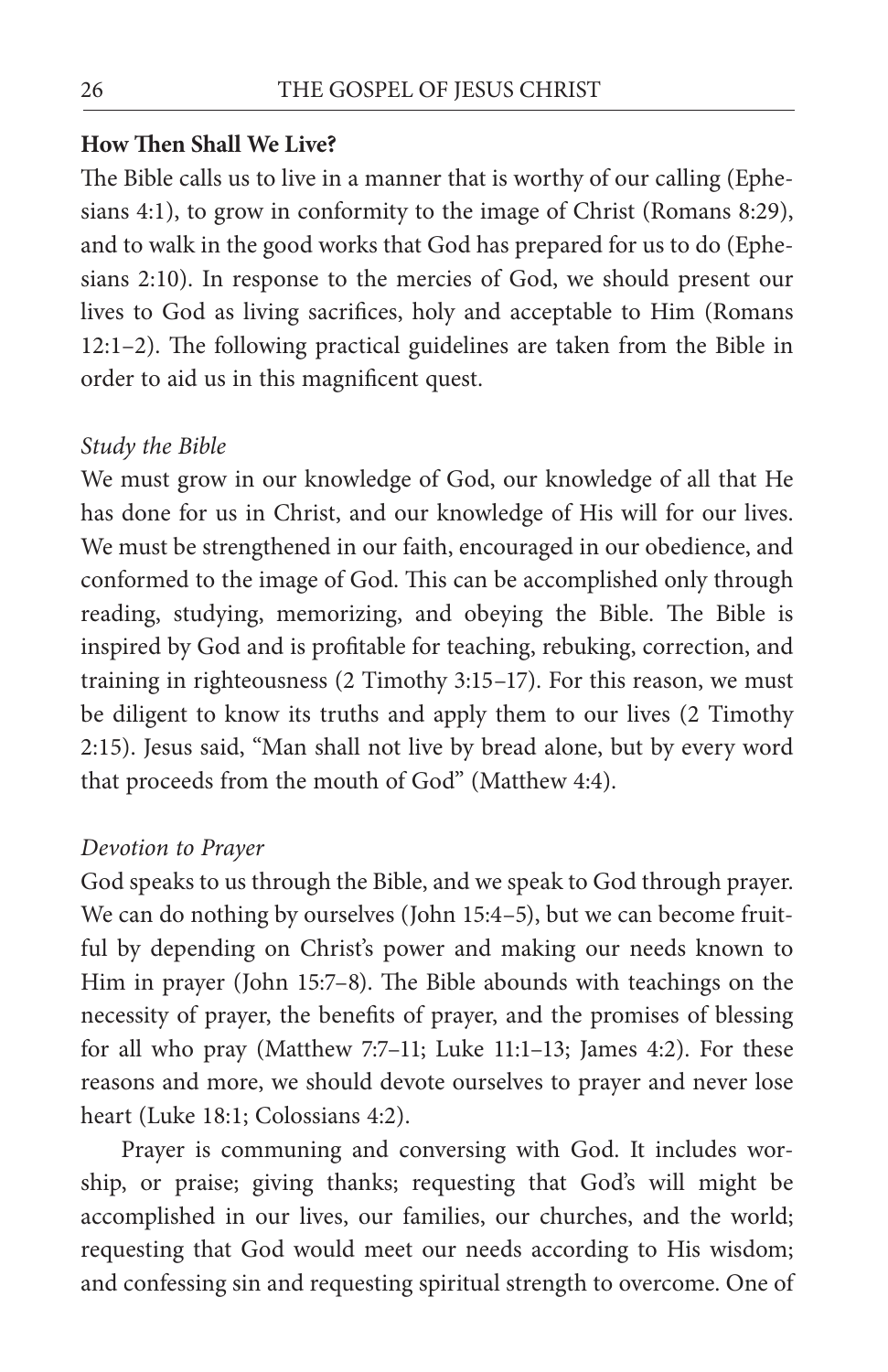**How Then Shall We Live?**

The Bible calls us to live in a manner that is worthy of our calling (Ephesians 4:1), to grow in conformity to the image of Christ (Romans 8:29), and to walk in the good works that God has prepared for us to do (Ephesians 2:10). In response to the mercies of God, we should present our lives to God as living sacrifices, holy and acceptable to Him (Romans 12:1–2). The following practical guidelines are taken from the Bible in order to aid us in this magnificent quest.

*Study the Bible*

We must grow in our knowledge of God, our knowledge of all that He has done for us in Christ, and our knowledge of His will for our lives. We must be strengthened in our faith, encouraged in our obedience, and conformed to the image of God. This can be accomplished only through reading, studying, memorizing, and obeying the Bible. The Bible is inspired by God and is profitable for teaching, rebuking, correction, and training in righteousness (2 Timothy 3:15–17). For this reason, we must be diligent to know its truths and apply them to our lives (2 Timothy 2:15). Jesus said, "Man shall not live by bread alone, but by every word that proceeds from the mouth of God" (Matthew 4:4).

*Devotion to Prayer*

God speaks to us through the Bible, and we speak to God through prayer. We can do nothing by ourselves (John 15:4–5), but we can become fruitful by depending on Christ's power and making our needs known to Him in prayer (John 15:7–8). The Bible abounds with teachings on the necessity of prayer, the benefits of prayer, and the promises of blessing for all who pray (Matthew 7:7–11; Luke 11:1–13; James 4:2). For these reasons and more, we should devote ourselves to prayer and never lose heart (Luke 18:1; Colossians 4:2).

Prayer is communing and conversing with God. It includes worship, or praise; giving thanks; requesting that God's will might be accomplished in our lives, our families, our churches, and the world; requesting that God would meet our needs according to His wisdom; and confessing sin and requesting spiritual strength to overcome. One of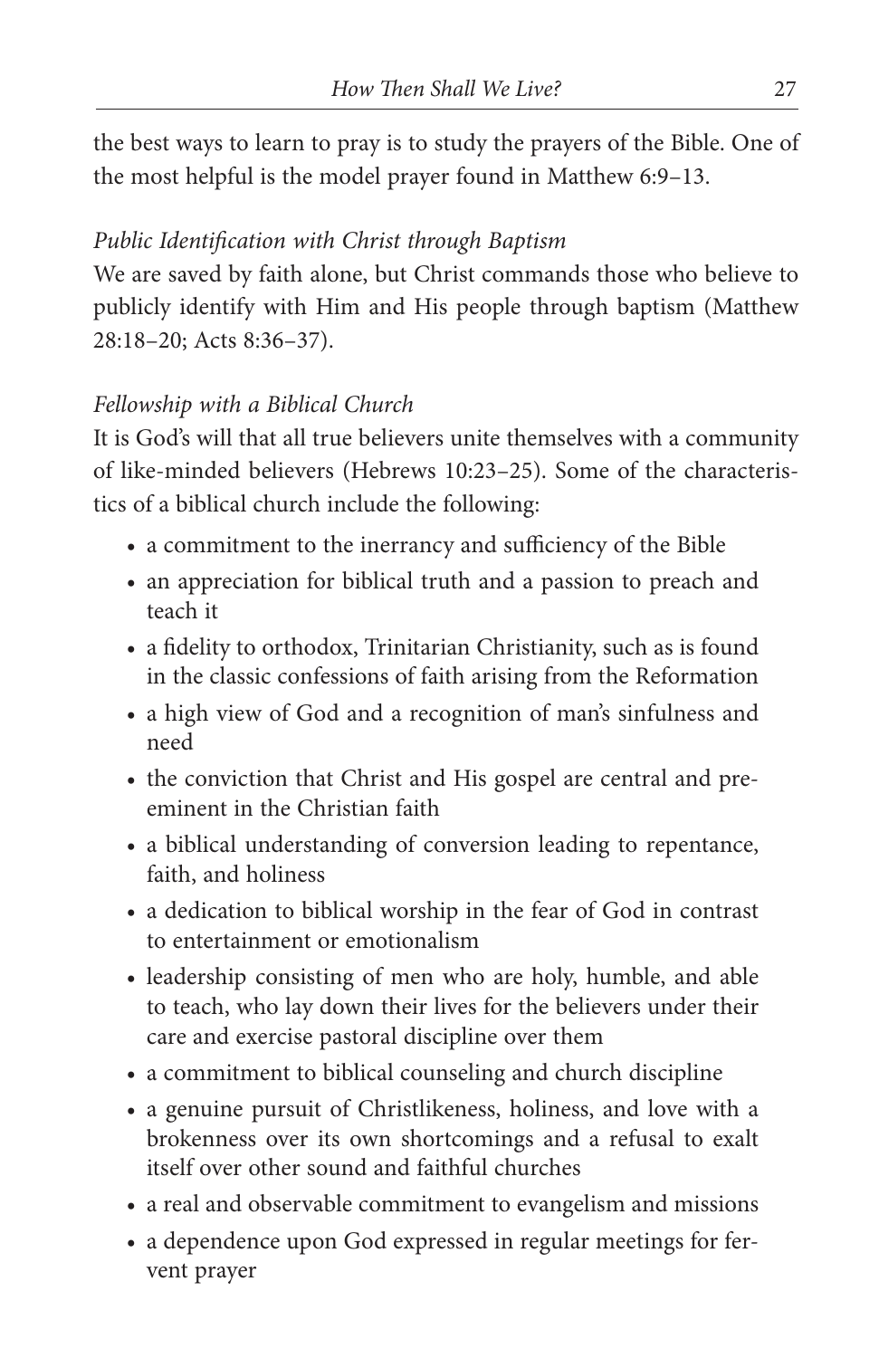the best ways to learn to pray is to study the prayers of the Bible. One of the most helpful is the model prayer found in Matthew 6:9–13.

*Public Identification with Christ through Baptism*

We are saved by faith alone, but Christ commands those who believe to publicly identify with Him and His people through baptism (Matthew 28:18–20; Acts 8:36–37).

*Fellowship with a Biblical Church*

It is God's will that all true believers unite themselves with a community of like-minded believers (Hebrews 10:23–25). Some of the characteristics of a biblical church include the following:

- a commitment to the inerrancy and sufficiency of the Bible
- an appreciation for biblical truth and a passion to preach and teach it
- a fidelity to orthodox, Trinitarian Christianity, such as is found in the classic confessions of faith arising from the Reformation
- a high view of God and a recognition of man's sinfulness and need
- the conviction that Christ and His gospel are central and preeminent in the Christian faith
- a biblical understanding of conversion leading to repentance, faith, and holiness
- a dedication to biblical worship in the fear of God in contrast to entertainment or emotionalism
- leadership consisting of men who are holy, humble, and able to teach, who lay down their lives for the believers under their care and exercise pastoral discipline over them
- a commitment to biblical counseling and church discipline
- a genuine pursuit of Christlikeness, holiness, and love with a brokenness over its own shortcomings and a refusal to exalt itself over other sound and faithful churches
- a real and observable commitment to evangelism and missions
- a dependence upon God expressed in regular meetings for fervent prayer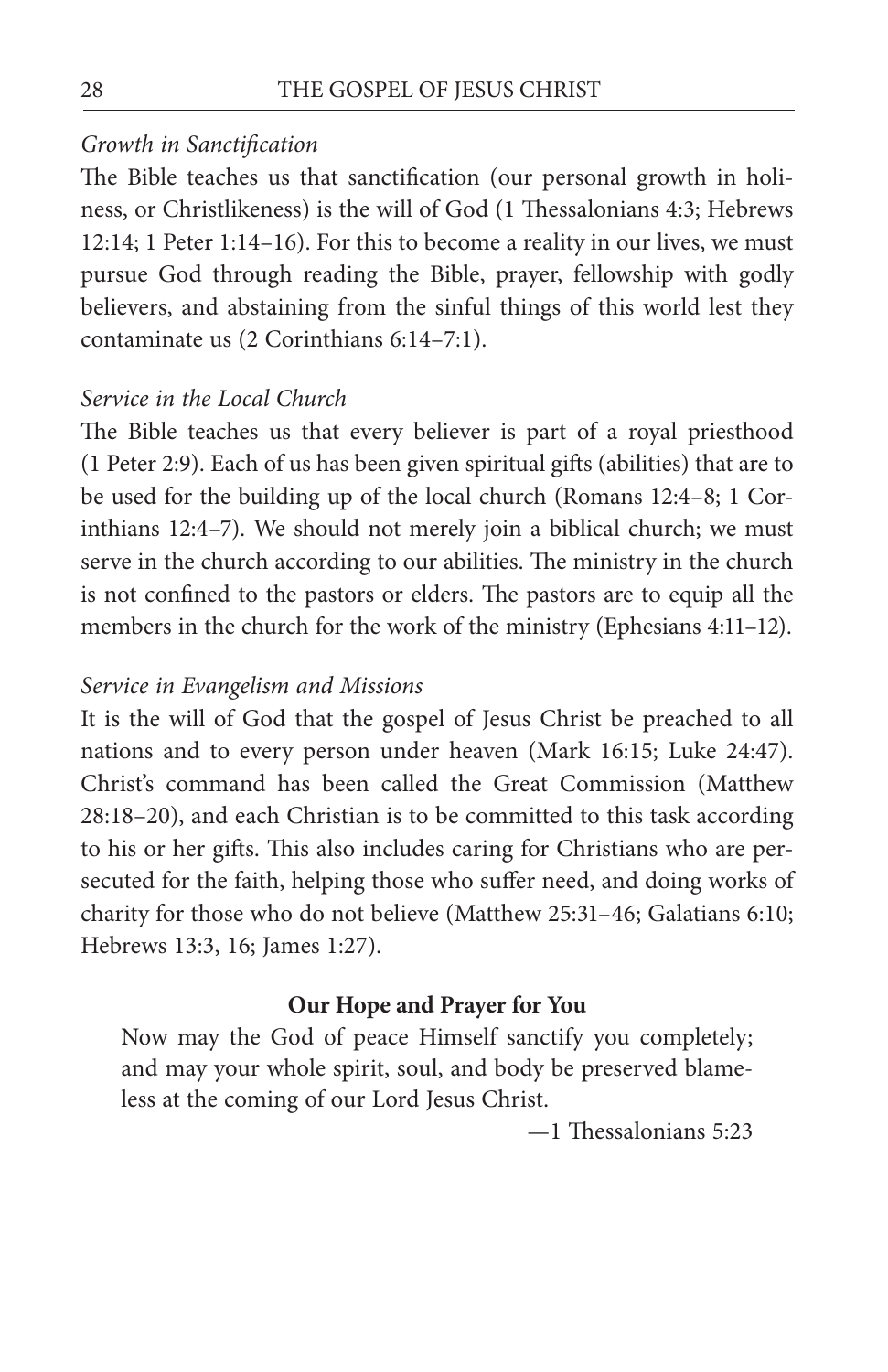*Growth in Sanctification*

The Bible teaches us that sanctification (our personal growth in holiness, or Christlikeness) is the will of God (1 Thessalonians 4:3; Hebrews 12:14; 1 Peter 1:14–16). For this to become a reality in our lives, we must pursue God through reading the Bible, prayer, fellowship with godly believers, and abstaining from the sinful things of this world lest they contaminate us (2 Corinthians 6:14–7:1).

*Service in the Local Church*

The Bible teaches us that every believer is part of a royal priesthood (1 Peter 2:9). Each of us has been given spiritual gifts (abilities) that are to be used for the building up of the local church (Romans 12:4–8; 1 Corinthians 12:4–7). We should not merely join a biblical church; we must serve in the church according to our abilities. The ministry in the church is not confined to the pastors or elders. The pastors are to equip all the members in the church for the work of the ministry (Ephesians 4:11–12).

*Service in Evangelism and Missions*

It is the will of God that the gospel of Jesus Christ be preached to all nations and to every person under heaven (Mark 16:15; Luke 24:47). Christ's command has been called the Great Commission (Matthew 28:18–20), and each Christian is to be committed to this task according to his or her gifts. This also includes caring for Christians who are persecuted for the faith, helping those who suffer need, and doing works of charity for those who do not believe (Matthew 25:31–46; Galatians 6:10; Hebrews 13:3, 16; James 1:27).

**Our Hope and Prayer for You**

> Now may the God of peace Himself sanctify you completely; and may your whole spirit, soul, and body be preserved blameless at the coming of our Lord Jesus Christ.
>
> —1 Thessalonians 5:23